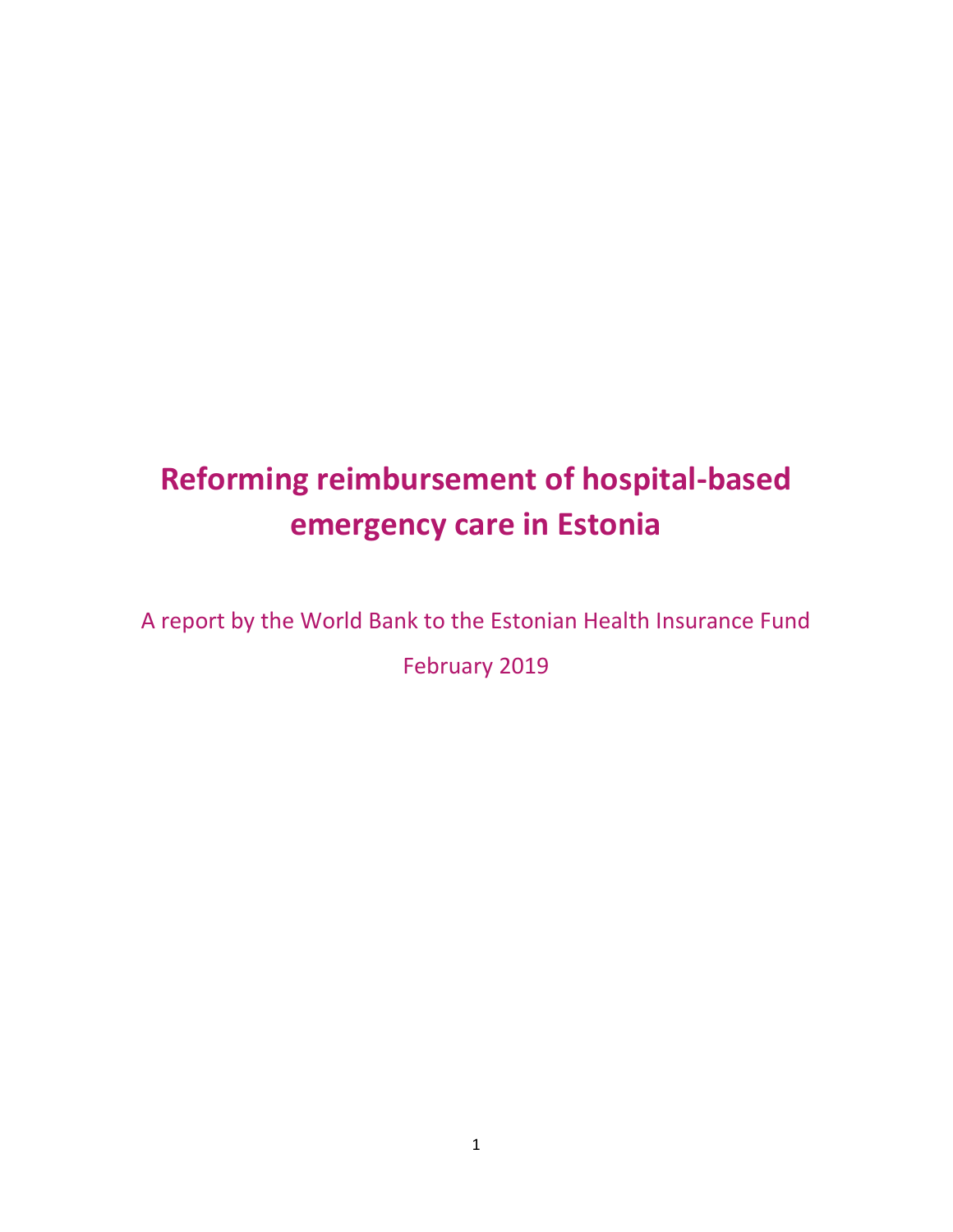# Reforming reimbursement of hospital-based emergency care in Estonia

A report by the World Bank to the Estonian Health Insurance Fund

February 2019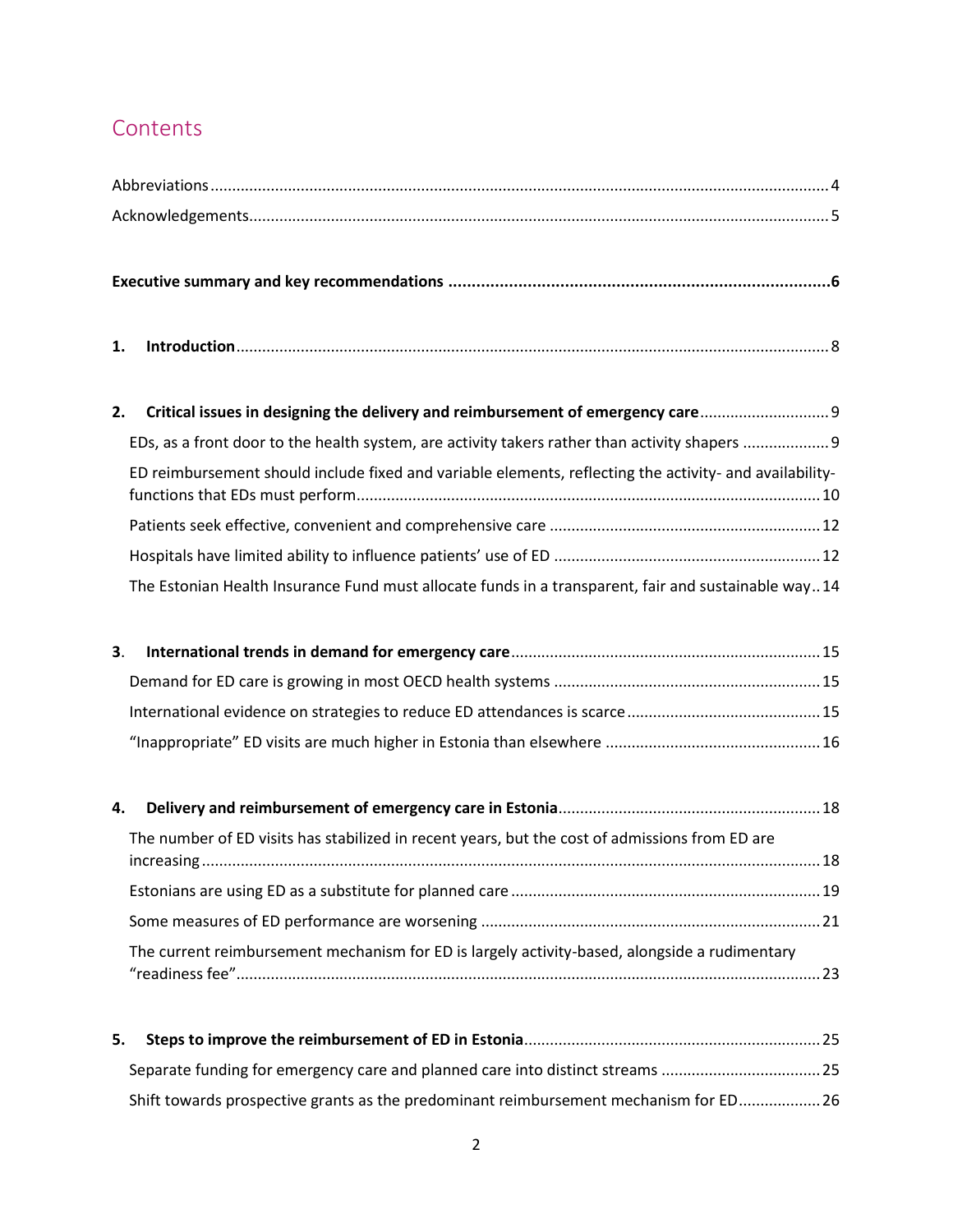# Contents

Abbreviations ........................................................................................................ 4

Acknowledgements ................................................................................................ 5

**Executive summary and key recommendations ........................................................ 6**

**1. Introduction** ...................................................................................................... 8

**2. Critical issues in designing the delivery and reimbursement of emergency care** ........ 9

- EDs, as a front door to the health system, are activity takers rather than activity shapers ........ 9
- ED reimbursement should include fixed and variable elements, reflecting the activity- and availability-functions that EDs must perform ........ 10
- Patients seek effective, convenient and comprehensive care ........ 12
- Hospitals have limited ability to influence patients' use of ED ........ 12
- The Estonian Health Insurance Fund must allocate funds in a transparent, fair and sustainable way .. 14

**3. International trends in demand for emergency care** ........................................... 15

- Demand for ED care is growing in most OECD health systems ........ 15
- International evidence on strategies to reduce ED attendances is scarce ........ 15
- "Inappropriate" ED visits are much higher in Estonia than elsewhere ........ 16

**4. Delivery and reimbursement of emergency care in Estonia** ................................. 18

- The number of ED visits has stabilized in recent years, but the cost of admissions from ED are increasing ........ 18
- Estonians are using ED as a substitute for planned care ........ 19
- Some measures of ED performance are worsening ........ 21
- The current reimbursement mechanism for ED is largely activity-based, alongside a rudimentary "readiness fee" ........ 23

**5. Steps to improve the reimbursement of ED in Estonia** ......................................... 25

- Separate funding for emergency care and planned care into distinct streams ........ 25
- Shift towards prospective grants as the predominant reimbursement mechanism for ED ........ 26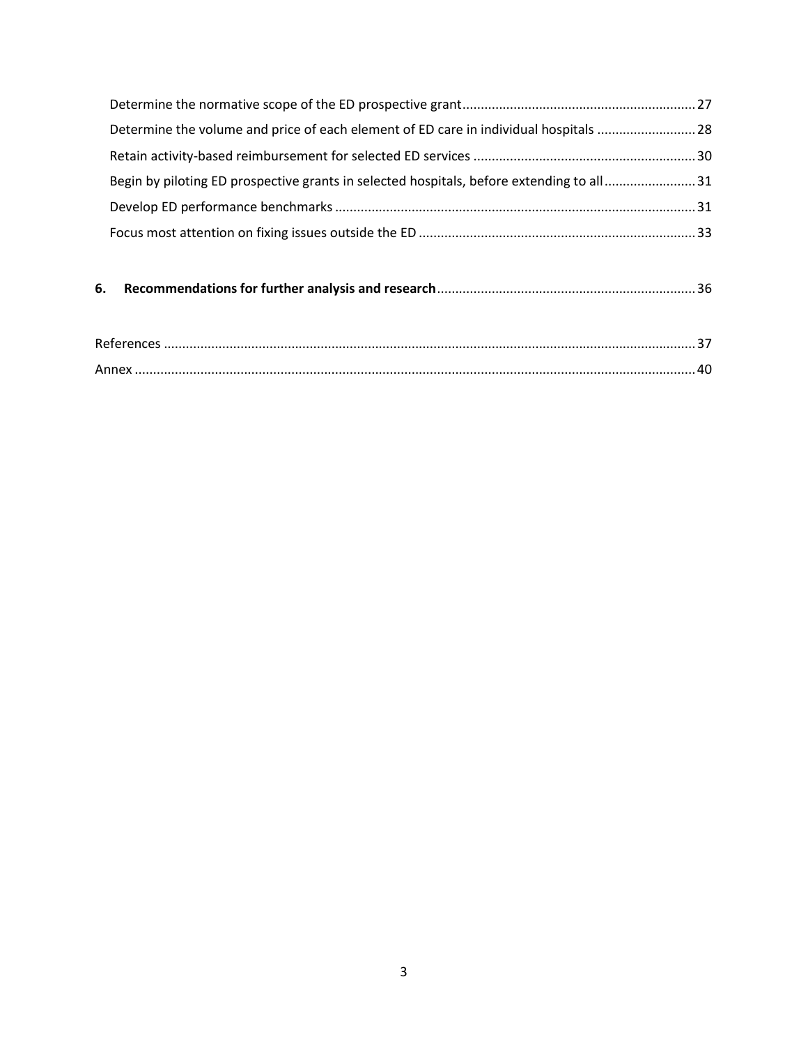Determine the normative scope of the ED prospective grant ........................................................ 27

Determine the volume and price of each element of ED care in individual hospitals ........................... 28

Retain activity-based reimbursement for selected ED services ........................................................ 30

Begin by piloting ED prospective grants in selected hospitals, before extending to all ......................... 31

Develop ED performance benchmarks ............................................................................................ 31

Focus most attention on fixing issues outside the ED ....................................................................... 33

**6. Recommendations for further analysis and research** ............................................................... 36

References .......................................................................................................................................... 37

Annex ................................................................................................................................................. 40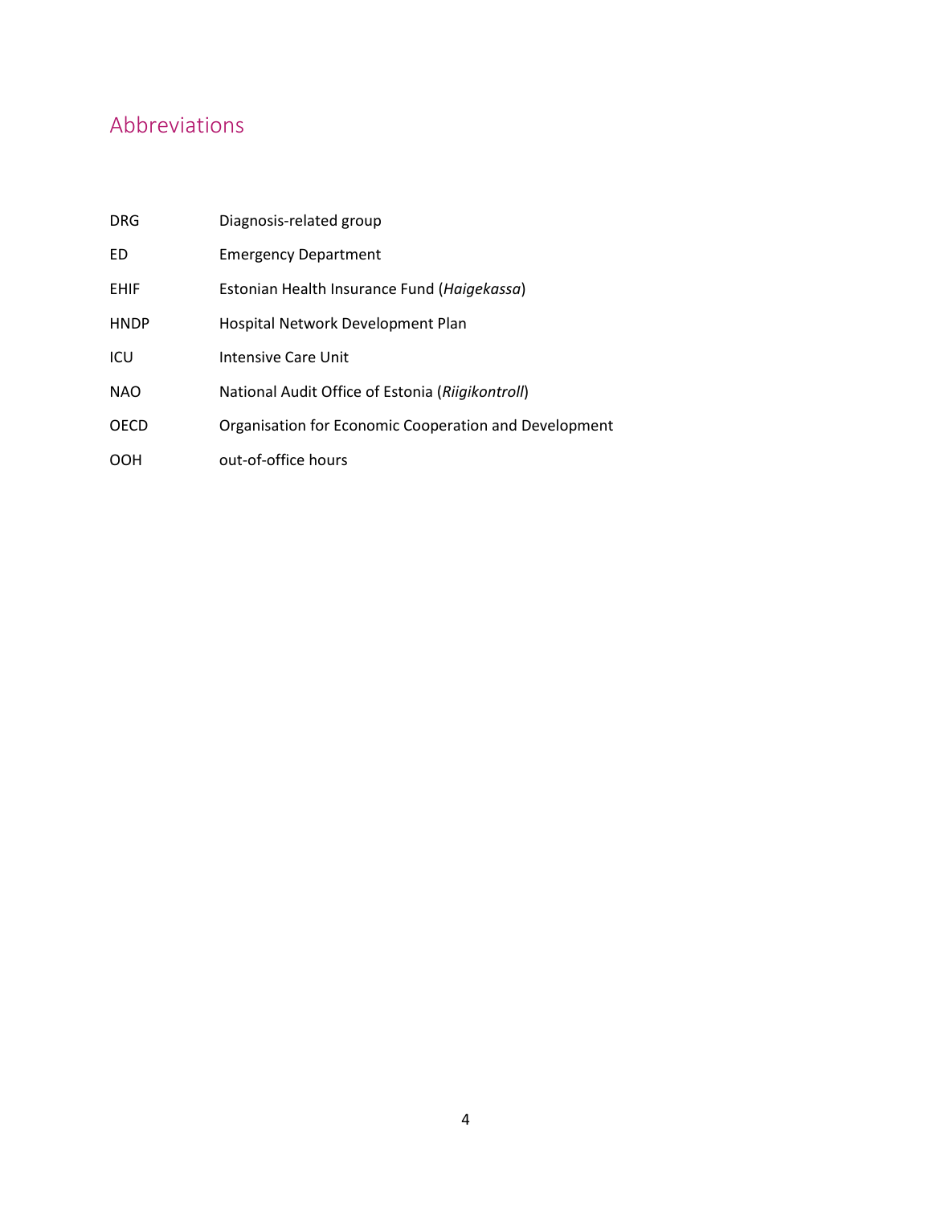# Abbreviations

| | |
|---|---|
| DRG | Diagnosis-related group |
| ED | Emergency Department |
| EHIF | Estonian Health Insurance Fund (*Haigekassa*) |
| HNDP | Hospital Network Development Plan |
| ICU | Intensive Care Unit |
| NAO | National Audit Office of Estonia (*Riigikontroll*) |
| OECD | Organisation for Economic Cooperation and Development |
| OOH | out-of-office hours |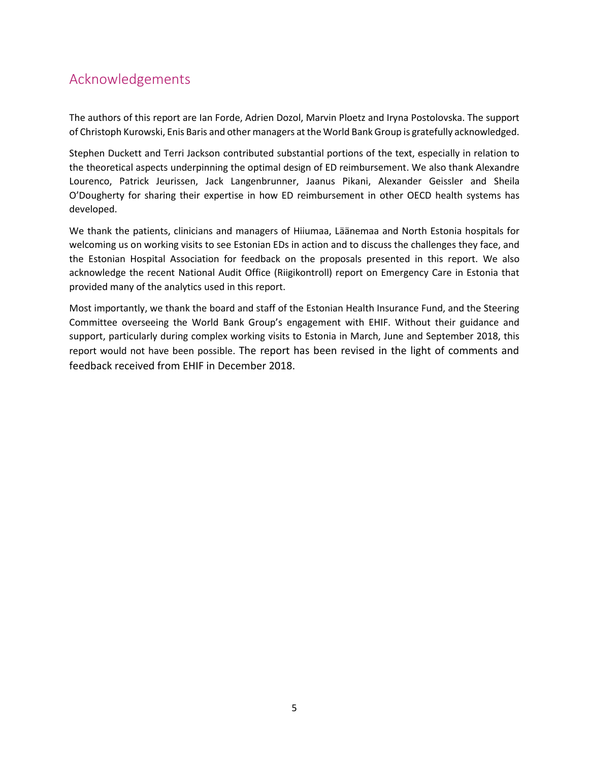## Acknowledgements

The authors of this report are Ian Forde, Adrien Dozol, Marvin Ploetz and Iryna Postolovska. The support of Christoph Kurowski, Enis Baris and other managers at the World Bank Group is gratefully acknowledged.

Stephen Duckett and Terri Jackson contributed substantial portions of the text, especially in relation to the theoretical aspects underpinning the optimal design of ED reimbursement. We also thank Alexandre Lourenco, Patrick Jeurissen, Jack Langenbrunner, Jaanus Pikani, Alexander Geissler and Sheila O'Dougherty for sharing their expertise in how ED reimbursement in other OECD health systems has developed.

We thank the patients, clinicians and managers of Hiiumaa, Läänemaa and North Estonia hospitals for welcoming us on working visits to see Estonian EDs in action and to discuss the challenges they face, and the Estonian Hospital Association for feedback on the proposals presented in this report. We also acknowledge the recent National Audit Office (Riigikontroll) report on Emergency Care in Estonia that provided many of the analytics used in this report.

Most importantly, we thank the board and staff of the Estonian Health Insurance Fund, and the Steering Committee overseeing the World Bank Group's engagement with EHIF. Without their guidance and support, particularly during complex working visits to Estonia in March, June and September 2018, this report would not have been possible. The report has been revised in the light of comments and feedback received from EHIF in December 2018.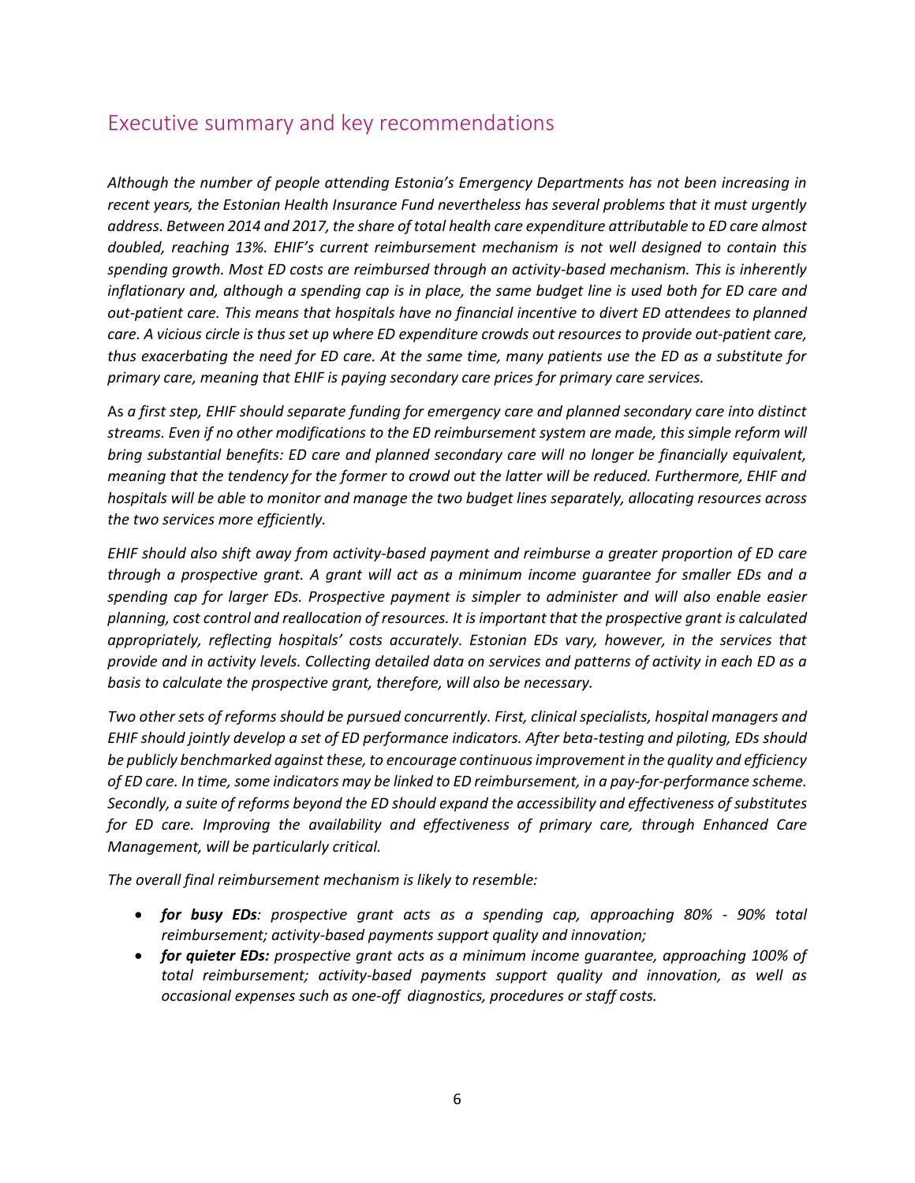## Executive summary and key recommendations

*Although the number of people attending Estonia's Emergency Departments has not been increasing in recent years, the Estonian Health Insurance Fund nevertheless has several problems that it must urgently address. Between 2014 and 2017, the share of total health care expenditure attributable to ED care almost doubled, reaching 13%. EHIF's current reimbursement mechanism is not well designed to contain this spending growth. Most ED costs are reimbursed through an activity-based mechanism. This is inherently inflationary and, although a spending cap is in place, the same budget line is used both for ED care and out-patient care. This means that hospitals have no financial incentive to divert ED attendees to planned care. A vicious circle is thus set up where ED expenditure crowds out resources to provide out-patient care, thus exacerbating the need for ED care. At the same time, many patients use the ED as a substitute for primary care, meaning that EHIF is paying secondary care prices for primary care services.*

As *a first step, EHIF should separate funding for emergency care and planned secondary care into distinct streams. Even if no other modifications to the ED reimbursement system are made, this simple reform will bring substantial benefits: ED care and planned secondary care will no longer be financially equivalent, meaning that the tendency for the former to crowd out the latter will be reduced. Furthermore, EHIF and hospitals will be able to monitor and manage the two budget lines separately, allocating resources across the two services more efficiently.*

*EHIF should also shift away from activity-based payment and reimburse a greater proportion of ED care through a prospective grant. A grant will act as a minimum income guarantee for smaller EDs and a spending cap for larger EDs. Prospective payment is simpler to administer and will also enable easier planning, cost control and reallocation of resources. It is important that the prospective grant is calculated appropriately, reflecting hospitals' costs accurately. Estonian EDs vary, however, in the services that provide and in activity levels. Collecting detailed data on services and patterns of activity in each ED as a basis to calculate the prospective grant, therefore, will also be necessary.*

*Two other sets of reforms should be pursued concurrently. First, clinical specialists, hospital managers and EHIF should jointly develop a set of ED performance indicators. After beta-testing and piloting, EDs should be publicly benchmarked against these, to encourage continuous improvement in the quality and efficiency of ED care. In time, some indicators may be linked to ED reimbursement, in a pay-for-performance scheme. Secondly, a suite of reforms beyond the ED should expand the accessibility and effectiveness of substitutes for ED care. Improving the availability and effectiveness of primary care, through Enhanced Care Management, will be particularly critical.*

*The overall final reimbursement mechanism is likely to resemble:*

- ***for busy EDs**: prospective grant acts as a spending cap, approaching 80% - 90% total reimbursement; activity-based payments support quality and innovation;*
- ***for quieter EDs:** prospective grant acts as a minimum income guarantee, approaching 100% of total reimbursement; activity-based payments support quality and innovation, as well as occasional expenses such as one-off diagnostics, procedures or staff costs.*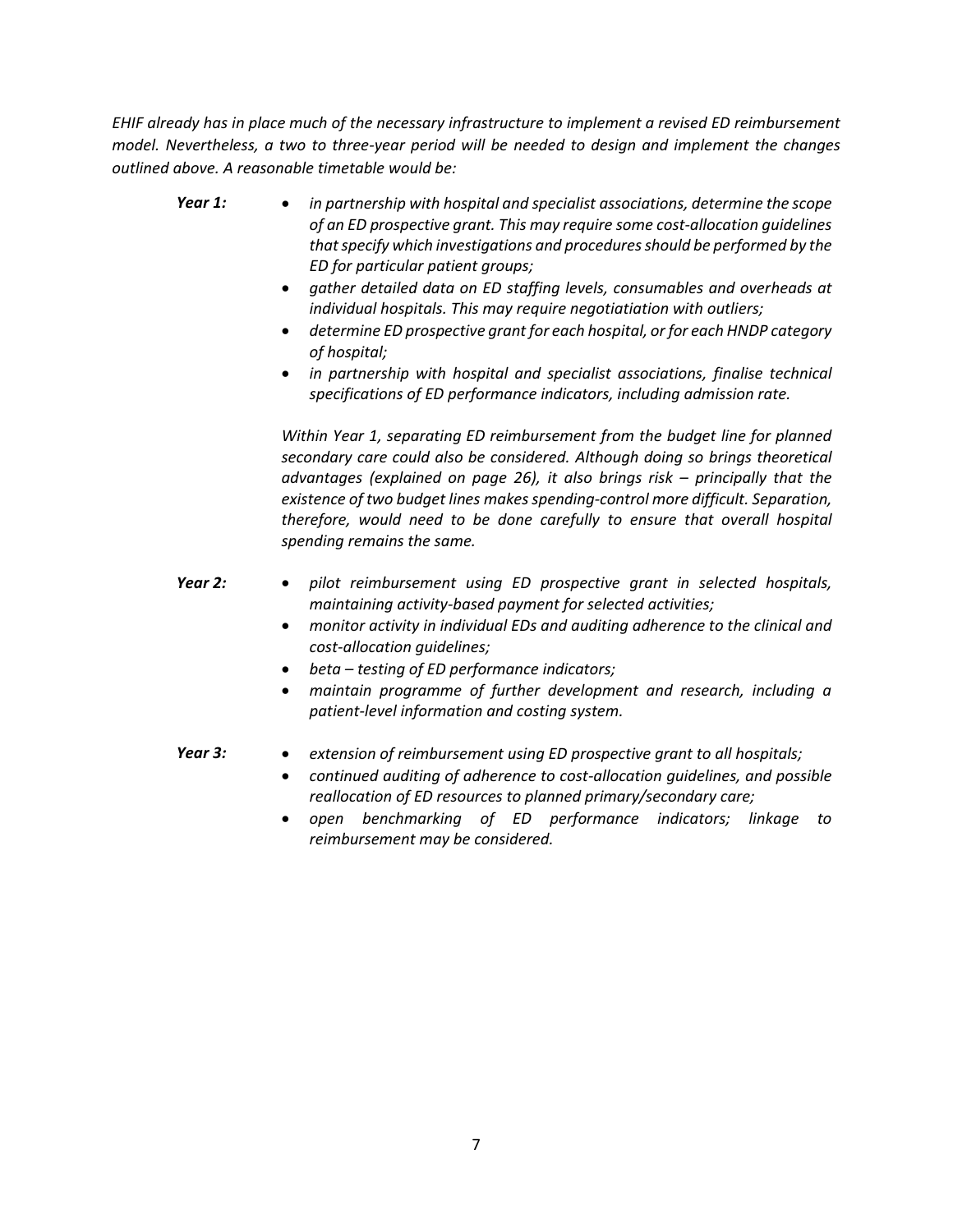*EHIF already has in place much of the necessary infrastructure to implement a revised ED reimbursement model. Nevertheless, a two to three-year period will be needed to design and implement the changes outlined above. A reasonable timetable would be:*

***Year 1:***

- *in partnership with hospital and specialist associations, determine the scope of an ED prospective grant. This may require some cost-allocation guidelines that specify which investigations and procedures should be performed by the ED for particular patient groups;*
- *gather detailed data on ED staffing levels, consumables and overheads at individual hospitals. This may require negotiatiation with outliers;*
- *determine ED prospective grant for each hospital, or for each HNDP category of hospital;*
- *in partnership with hospital and specialist associations, finalise technical specifications of ED performance indicators, including admission rate.*

*Within Year 1, separating ED reimbursement from the budget line for planned secondary care could also be considered. Although doing so brings theoretical advantages (explained on page 26), it also brings risk – principally that the existence of two budget lines makes spending-control more difficult. Separation, therefore, would need to be done carefully to ensure that overall hospital spending remains the same.*

***Year 2:***

- *pilot reimbursement using ED prospective grant in selected hospitals, maintaining activity-based payment for selected activities;*
- *monitor activity in individual EDs and auditing adherence to the clinical and cost-allocation guidelines;*
- *beta – testing of ED performance indicators;*
- *maintain programme of further development and research, including a patient-level information and costing system.*

***Year 3:***

- *extension of reimbursement using ED prospective grant to all hospitals;*
- *continued auditing of adherence to cost-allocation guidelines, and possible reallocation of ED resources to planned primary/secondary care;*
- *open benchmarking of ED performance indicators; linkage to reimbursement may be considered.*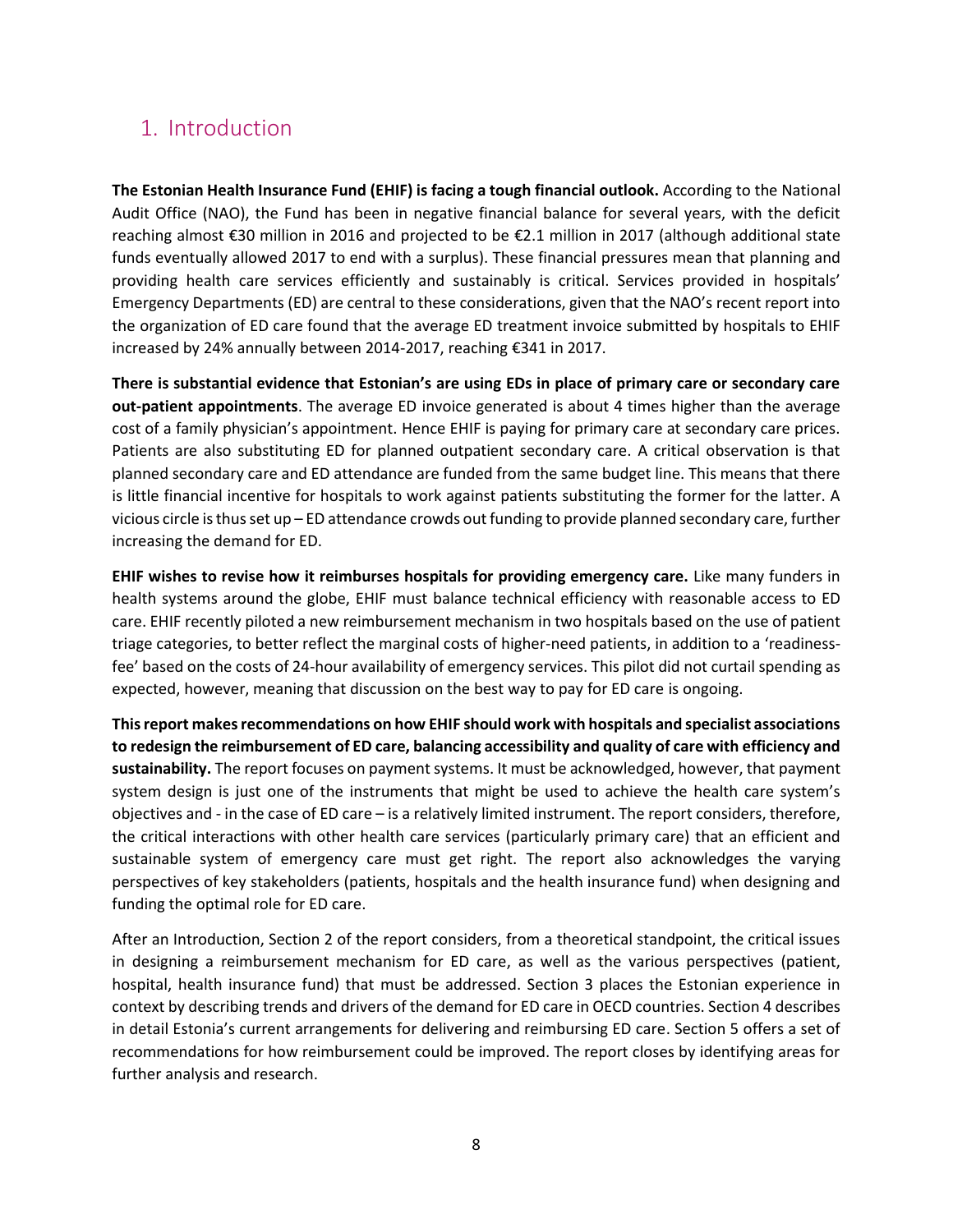# 1. Introduction

**The Estonian Health Insurance Fund (EHIF) is facing a tough financial outlook.** According to the National Audit Office (NAO), the Fund has been in negative financial balance for several years, with the deficit reaching almost €30 million in 2016 and projected to be €2.1 million in 2017 (although additional state funds eventually allowed 2017 to end with a surplus). These financial pressures mean that planning and providing health care services efficiently and sustainably is critical. Services provided in hospitals' Emergency Departments (ED) are central to these considerations, given that the NAO's recent report into the organization of ED care found that the average ED treatment invoice submitted by hospitals to EHIF increased by 24% annually between 2014-2017, reaching €341 in 2017.

**There is substantial evidence that Estonian's are using EDs in place of primary care or secondary care out-patient appointments**. The average ED invoice generated is about 4 times higher than the average cost of a family physician's appointment. Hence EHIF is paying for primary care at secondary care prices. Patients are also substituting ED for planned outpatient secondary care. A critical observation is that planned secondary care and ED attendance are funded from the same budget line. This means that there is little financial incentive for hospitals to work against patients substituting the former for the latter. A vicious circle is thus set up – ED attendance crowds out funding to provide planned secondary care, further increasing the demand for ED.

**EHIF wishes to revise how it reimburses hospitals for providing emergency care.** Like many funders in health systems around the globe, EHIF must balance technical efficiency with reasonable access to ED care. EHIF recently piloted a new reimbursement mechanism in two hospitals based on the use of patient triage categories, to better reflect the marginal costs of higher-need patients, in addition to a 'readiness-fee' based on the costs of 24-hour availability of emergency services. This pilot did not curtail spending as expected, however, meaning that discussion on the best way to pay for ED care is ongoing.

**This report makes recommendations on how EHIF should work with hospitals and specialist associations to redesign the reimbursement of ED care, balancing accessibility and quality of care with efficiency and sustainability.** The report focuses on payment systems. It must be acknowledged, however, that payment system design is just one of the instruments that might be used to achieve the health care system's objectives and - in the case of ED care – is a relatively limited instrument. The report considers, therefore, the critical interactions with other health care services (particularly primary care) that an efficient and sustainable system of emergency care must get right. The report also acknowledges the varying perspectives of key stakeholders (patients, hospitals and the health insurance fund) when designing and funding the optimal role for ED care.

After an Introduction, Section 2 of the report considers, from a theoretical standpoint, the critical issues in designing a reimbursement mechanism for ED care, as well as the various perspectives (patient, hospital, health insurance fund) that must be addressed. Section 3 places the Estonian experience in context by describing trends and drivers of the demand for ED care in OECD countries. Section 4 describes in detail Estonia's current arrangements for delivering and reimbursing ED care. Section 5 offers a set of recommendations for how reimbursement could be improved. The report closes by identifying areas for further analysis and research.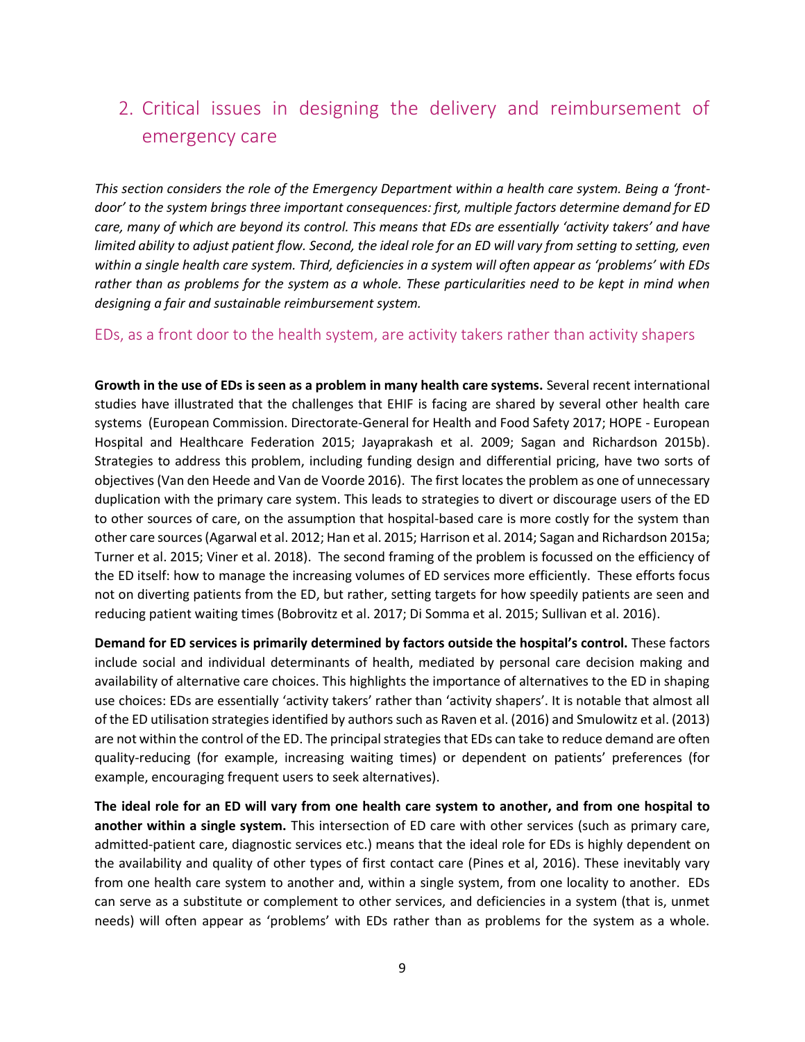# 2. Critical issues in designing the delivery and reimbursement of emergency care

*This section considers the role of the Emergency Department within a health care system. Being a 'front-door' to the system brings three important consequences: first, multiple factors determine demand for ED care, many of which are beyond its control. This means that EDs are essentially 'activity takers' and have limited ability to adjust patient flow. Second, the ideal role for an ED will vary from setting to setting, even within a single health care system. Third, deficiencies in a system will often appear as 'problems' with EDs rather than as problems for the system as a whole. These particularities need to be kept in mind when designing a fair and sustainable reimbursement system.*

## EDs, as a front door to the health system, are activity takers rather than activity shapers

**Growth in the use of EDs is seen as a problem in many health care systems.** Several recent international studies have illustrated that the challenges that EHIF is facing are shared by several other health care systems (European Commission. Directorate-General for Health and Food Safety 2017; HOPE - European Hospital and Healthcare Federation 2015; Jayaprakash et al. 2009; Sagan and Richardson 2015b). Strategies to address this problem, including funding design and differential pricing, have two sorts of objectives (Van den Heede and Van de Voorde 2016). The first locates the problem as one of unnecessary duplication with the primary care system. This leads to strategies to divert or discourage users of the ED to other sources of care, on the assumption that hospital-based care is more costly for the system than other care sources (Agarwal et al. 2012; Han et al. 2015; Harrison et al. 2014; Sagan and Richardson 2015a; Turner et al. 2015; Viner et al. 2018). The second framing of the problem is focussed on the efficiency of the ED itself: how to manage the increasing volumes of ED services more efficiently. These efforts focus not on diverting patients from the ED, but rather, setting targets for how speedily patients are seen and reducing patient waiting times (Bobrovitz et al. 2017; Di Somma et al. 2015; Sullivan et al. 2016).

**Demand for ED services is primarily determined by factors outside the hospital's control.** These factors include social and individual determinants of health, mediated by personal care decision making and availability of alternative care choices. This highlights the importance of alternatives to the ED in shaping use choices: EDs are essentially 'activity takers' rather than 'activity shapers'. It is notable that almost all of the ED utilisation strategies identified by authors such as Raven et al. (2016) and Smulowitz et al. (2013) are not within the control of the ED. The principal strategies that EDs can take to reduce demand are often quality-reducing (for example, increasing waiting times) or dependent on patients' preferences (for example, encouraging frequent users to seek alternatives).

**The ideal role for an ED will vary from one health care system to another, and from one hospital to another within a single system.** This intersection of ED care with other services (such as primary care, admitted-patient care, diagnostic services etc.) means that the ideal role for EDs is highly dependent on the availability and quality of other types of first contact care (Pines et al, 2016). These inevitably vary from one health care system to another and, within a single system, from one locality to another. EDs can serve as a substitute or complement to other services, and deficiencies in a system (that is, unmet needs) will often appear as 'problems' with EDs rather than as problems for the system as a whole.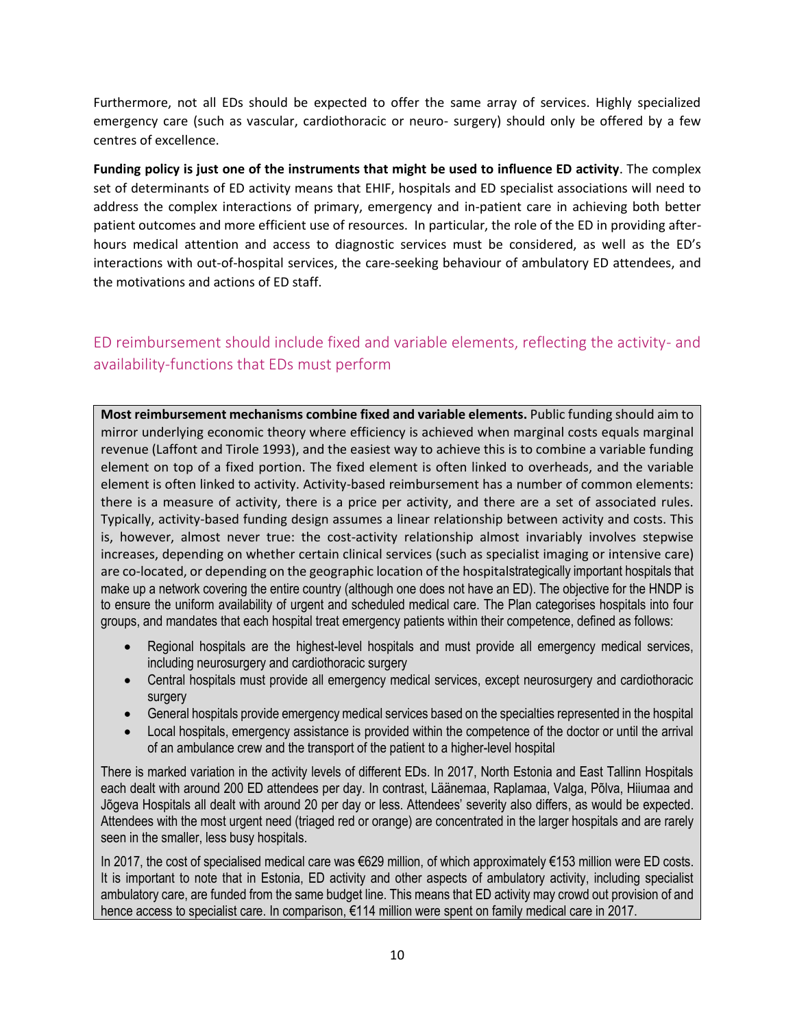Furthermore, not all EDs should be expected to offer the same array of services. Highly specialized emergency care (such as vascular, cardiothoracic or neuro- surgery) should only be offered by a few centres of excellence.

**Funding policy is just one of the instruments that might be used to influence ED activity**. The complex set of determinants of ED activity means that EHIF, hospitals and ED specialist associations will need to address the complex interactions of primary, emergency and in-patient care in achieving both better patient outcomes and more efficient use of resources. In particular, the role of the ED in providing after-hours medical attention and access to diagnostic services must be considered, as well as the ED's interactions with out-of-hospital services, the care-seeking behaviour of ambulatory ED attendees, and the motivations and actions of ED staff.

## ED reimbursement should include fixed and variable elements, reflecting the activity- and availability-functions that EDs must perform

**Most reimbursement mechanisms combine fixed and variable elements.** Public funding should aim to mirror underlying economic theory where efficiency is achieved when marginal costs equals marginal revenue (Laffont and Tirole 1993), and the easiest way to achieve this is to combine a variable funding element on top of a fixed portion. The fixed element is often linked to overheads, and the variable element is often linked to activity. Activity-based reimbursement has a number of common elements: there is a measure of activity, there is a price per activity, and there are a set of associated rules. Typically, activity-based funding design assumes a linear relationship between activity and costs. This is, however, almost never true: the cost-activity relationship almost invariably involves stepwise increases, depending on whether certain clinical services (such as specialist imaging or intensive care) are co-located, or depending on the geographic location of the hospitalstrategically important hospitals that make up a network covering the entire country (although one does not have an ED). The objective for the HNDP is to ensure the uniform availability of urgent and scheduled medical care. The Plan categorises hospitals into four groups, and mandates that each hospital treat emergency patients within their competence, defined as follows:

- Regional hospitals are the highest-level hospitals and must provide all emergency medical services, including neurosurgery and cardiothoracic surgery
- Central hospitals must provide all emergency medical services, except neurosurgery and cardiothoracic surgery
- General hospitals provide emergency medical services based on the specialties represented in the hospital
- Local hospitals, emergency assistance is provided within the competence of the doctor or until the arrival of an ambulance crew and the transport of the patient to a higher-level hospital

There is marked variation in the activity levels of different EDs. In 2017, North Estonia and East Tallinn Hospitals each dealt with around 200 ED attendees per day. In contrast, Läänemaa, Raplamaa, Valga, Põlva, Hiiumaa and Jõgeva Hospitals all dealt with around 20 per day or less. Attendees' severity also differs, as would be expected. Attendees with the most urgent need (triaged red or orange) are concentrated in the larger hospitals and are rarely seen in the smaller, less busy hospitals.

In 2017, the cost of specialised medical care was €629 million, of which approximately €153 million were ED costs. It is important to note that in Estonia, ED activity and other aspects of ambulatory activity, including specialist ambulatory care, are funded from the same budget line. This means that ED activity may crowd out provision of and hence access to specialist care. In comparison, €114 million were spent on family medical care in 2017.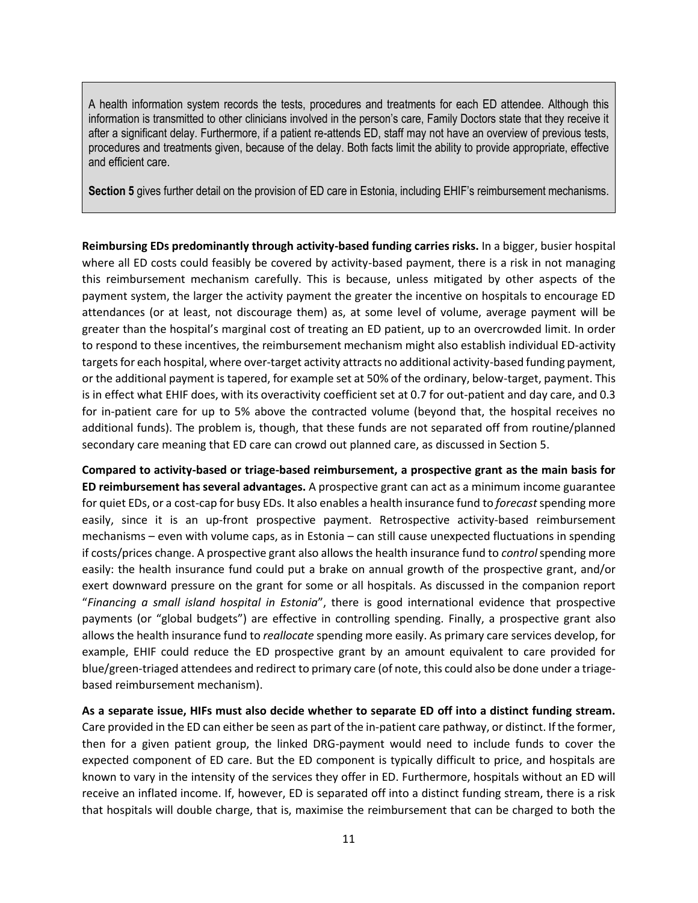> A health information system records the tests, procedures and treatments for each ED attendee. Although this information is transmitted to other clinicians involved in the person's care, Family Doctors state that they receive it after a significant delay. Furthermore, if a patient re-attends ED, staff may not have an overview of previous tests, procedures and treatments given, because of the delay. Both facts limit the ability to provide appropriate, effective and efficient care.
>
> **Section 5** gives further detail on the provision of ED care in Estonia, including EHIF's reimbursement mechanisms.

**Reimbursing EDs predominantly through activity-based funding carries risks.** In a bigger, busier hospital where all ED costs could feasibly be covered by activity-based payment, there is a risk in not managing this reimbursement mechanism carefully. This is because, unless mitigated by other aspects of the payment system, the larger the activity payment the greater the incentive on hospitals to encourage ED attendances (or at least, not discourage them) as, at some level of volume, average payment will be greater than the hospital's marginal cost of treating an ED patient, up to an overcrowded limit. In order to respond to these incentives, the reimbursement mechanism might also establish individual ED-activity targets for each hospital, where over-target activity attracts no additional activity-based funding payment, or the additional payment is tapered, for example set at 50% of the ordinary, below-target, payment. This is in effect what EHIF does, with its overactivity coefficient set at 0.7 for out-patient and day care, and 0.3 for in-patient care for up to 5% above the contracted volume (beyond that, the hospital receives no additional funds). The problem is, though, that these funds are not separated off from routine/planned secondary care meaning that ED care can crowd out planned care, as discussed in Section 5.

**Compared to activity-based or triage-based reimbursement, a prospective grant as the main basis for ED reimbursement has several advantages.** A prospective grant can act as a minimum income guarantee for quiet EDs, or a cost-cap for busy EDs. It also enables a health insurance fund to *forecast* spending more easily, since it is an up-front prospective payment. Retrospective activity-based reimbursement mechanisms – even with volume caps, as in Estonia – can still cause unexpected fluctuations in spending if costs/prices change. A prospective grant also allows the health insurance fund to *control* spending more easily: the health insurance fund could put a brake on annual growth of the prospective grant, and/or exert downward pressure on the grant for some or all hospitals. As discussed in the companion report "*Financing a small island hospital in Estonia*", there is good international evidence that prospective payments (or "global budgets") are effective in controlling spending. Finally, a prospective grant also allows the health insurance fund to *reallocate* spending more easily. As primary care services develop, for example, EHIF could reduce the ED prospective grant by an amount equivalent to care provided for blue/green-triaged attendees and redirect to primary care (of note, this could also be done under a triage-based reimbursement mechanism).

**As a separate issue, HIFs must also decide whether to separate ED off into a distinct funding stream.** Care provided in the ED can either be seen as part of the in-patient care pathway, or distinct. If the former, then for a given patient group, the linked DRG-payment would need to include funds to cover the expected component of ED care. But the ED component is typically difficult to price, and hospitals are known to vary in the intensity of the services they offer in ED. Furthermore, hospitals without an ED will receive an inflated income. If, however, ED is separated off into a distinct funding stream, there is a risk that hospitals will double charge, that is, maximise the reimbursement that can be charged to both the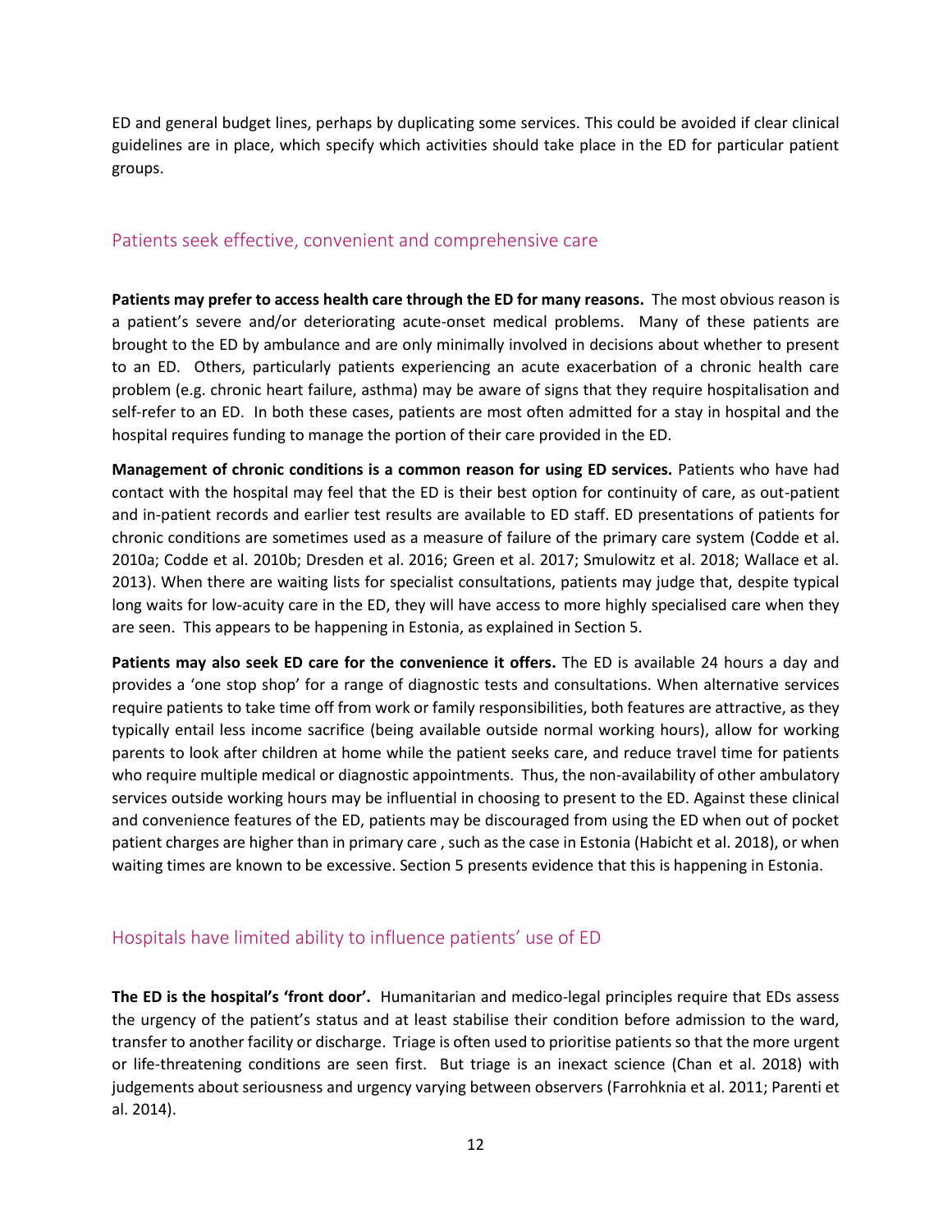ED and general budget lines, perhaps by duplicating some services. This could be avoided if clear clinical guidelines are in place, which specify which activities should take place in the ED for particular patient groups.

## Patients seek effective, convenient and comprehensive care

**Patients may prefer to access health care through the ED for many reasons.** The most obvious reason is a patient's severe and/or deteriorating acute-onset medical problems. Many of these patients are brought to the ED by ambulance and are only minimally involved in decisions about whether to present to an ED. Others, particularly patients experiencing an acute exacerbation of a chronic health care problem (e.g. chronic heart failure, asthma) may be aware of signs that they require hospitalisation and self-refer to an ED. In both these cases, patients are most often admitted for a stay in hospital and the hospital requires funding to manage the portion of their care provided in the ED.

**Management of chronic conditions is a common reason for using ED services.** Patients who have had contact with the hospital may feel that the ED is their best option for continuity of care, as out-patient and in-patient records and earlier test results are available to ED staff. ED presentations of patients for chronic conditions are sometimes used as a measure of failure of the primary care system (Codde et al. 2010a; Codde et al. 2010b; Dresden et al. 2016; Green et al. 2017; Smulowitz et al. 2018; Wallace et al. 2013). When there are waiting lists for specialist consultations, patients may judge that, despite typical long waits for low-acuity care in the ED, they will have access to more highly specialised care when they are seen. This appears to be happening in Estonia, as explained in Section 5.

**Patients may also seek ED care for the convenience it offers.** The ED is available 24 hours a day and provides a 'one stop shop' for a range of diagnostic tests and consultations. When alternative services require patients to take time off from work or family responsibilities, both features are attractive, as they typically entail less income sacrifice (being available outside normal working hours), allow for working parents to look after children at home while the patient seeks care, and reduce travel time for patients who require multiple medical or diagnostic appointments. Thus, the non-availability of other ambulatory services outside working hours may be influential in choosing to present to the ED. Against these clinical and convenience features of the ED, patients may be discouraged from using the ED when out of pocket patient charges are higher than in primary care , such as the case in Estonia (Habicht et al. 2018), or when waiting times are known to be excessive. Section 5 presents evidence that this is happening in Estonia.

## Hospitals have limited ability to influence patients' use of ED

**The ED is the hospital's 'front door'.** Humanitarian and medico-legal principles require that EDs assess the urgency of the patient's status and at least stabilise their condition before admission to the ward, transfer to another facility or discharge. Triage is often used to prioritise patients so that the more urgent or life-threatening conditions are seen first. But triage is an inexact science (Chan et al. 2018) with judgements about seriousness and urgency varying between observers (Farrohknia et al. 2011; Parenti et al. 2014).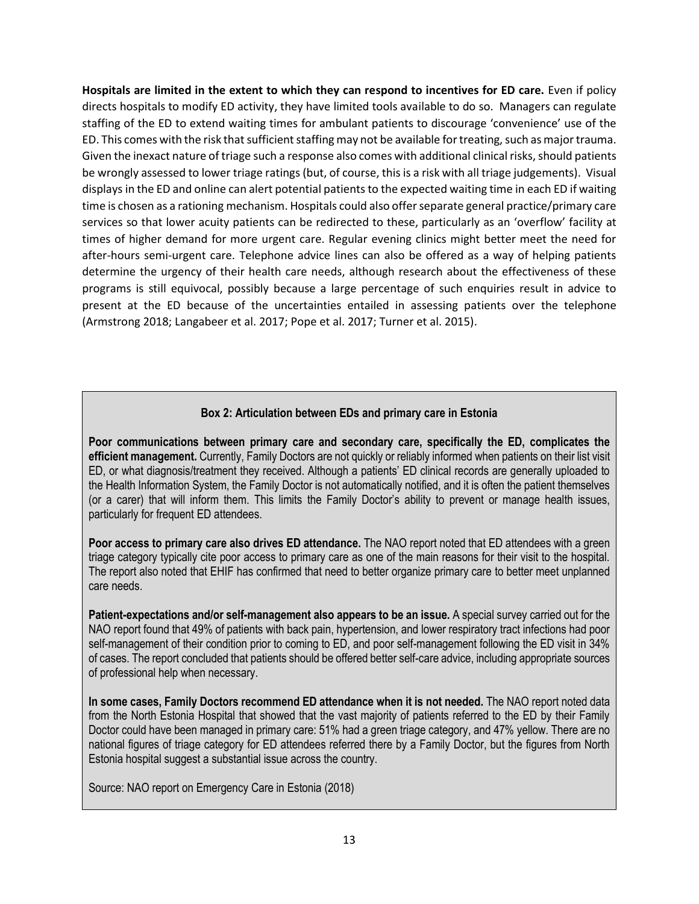**Hospitals are limited in the extent to which they can respond to incentives for ED care.** Even if policy directs hospitals to modify ED activity, they have limited tools available to do so. Managers can regulate staffing of the ED to extend waiting times for ambulant patients to discourage 'convenience' use of the ED. This comes with the risk that sufficient staffing may not be available for treating, such as major trauma. Given the inexact nature of triage such a response also comes with additional clinical risks, should patients be wrongly assessed to lower triage ratings (but, of course, this is a risk with all triage judgements). Visual displays in the ED and online can alert potential patients to the expected waiting time in each ED if waiting time is chosen as a rationing mechanism. Hospitals could also offer separate general practice/primary care services so that lower acuity patients can be redirected to these, particularly as an 'overflow' facility at times of higher demand for more urgent care. Regular evening clinics might better meet the need for after-hours semi-urgent care. Telephone advice lines can also be offered as a way of helping patients determine the urgency of their health care needs, although research about the effectiveness of these programs is still equivocal, possibly because a large percentage of such enquiries result in advice to present at the ED because of the uncertainties entailed in assessing patients over the telephone (Armstrong 2018; Langabeer et al. 2017; Pope et al. 2017; Turner et al. 2015).

> **Box 2: Articulation between EDs and primary care in Estonia**
>
> **Poor communications between primary care and secondary care, specifically the ED, complicates the efficient management.** Currently, Family Doctors are not quickly or reliably informed when patients on their list visit ED, or what diagnosis/treatment they received. Although a patients' ED clinical records are generally uploaded to the Health Information System, the Family Doctor is not automatically notified, and it is often the patient themselves (or a carer) that will inform them. This limits the Family Doctor's ability to prevent or manage health issues, particularly for frequent ED attendees.
>
> **Poor access to primary care also drives ED attendance.** The NAO report noted that ED attendees with a green triage category typically cite poor access to primary care as one of the main reasons for their visit to the hospital. The report also noted that EHIF has confirmed that need to better organize primary care to better meet unplanned care needs.
>
> **Patient-expectations and/or self-management also appears to be an issue.** A special survey carried out for the NAO report found that 49% of patients with back pain, hypertension, and lower respiratory tract infections had poor self-management of their condition prior to coming to ED, and poor self-management following the ED visit in 34% of cases. The report concluded that patients should be offered better self-care advice, including appropriate sources of professional help when necessary.
>
> **In some cases, Family Doctors recommend ED attendance when it is not needed.** The NAO report noted data from the North Estonia Hospital that showed that the vast majority of patients referred to the ED by their Family Doctor could have been managed in primary care: 51% had a green triage category, and 47% yellow. There are no national figures of triage category for ED attendees referred there by a Family Doctor, but the figures from North Estonia hospital suggest a substantial issue across the country.
>
> Source: NAO report on Emergency Care in Estonia (2018)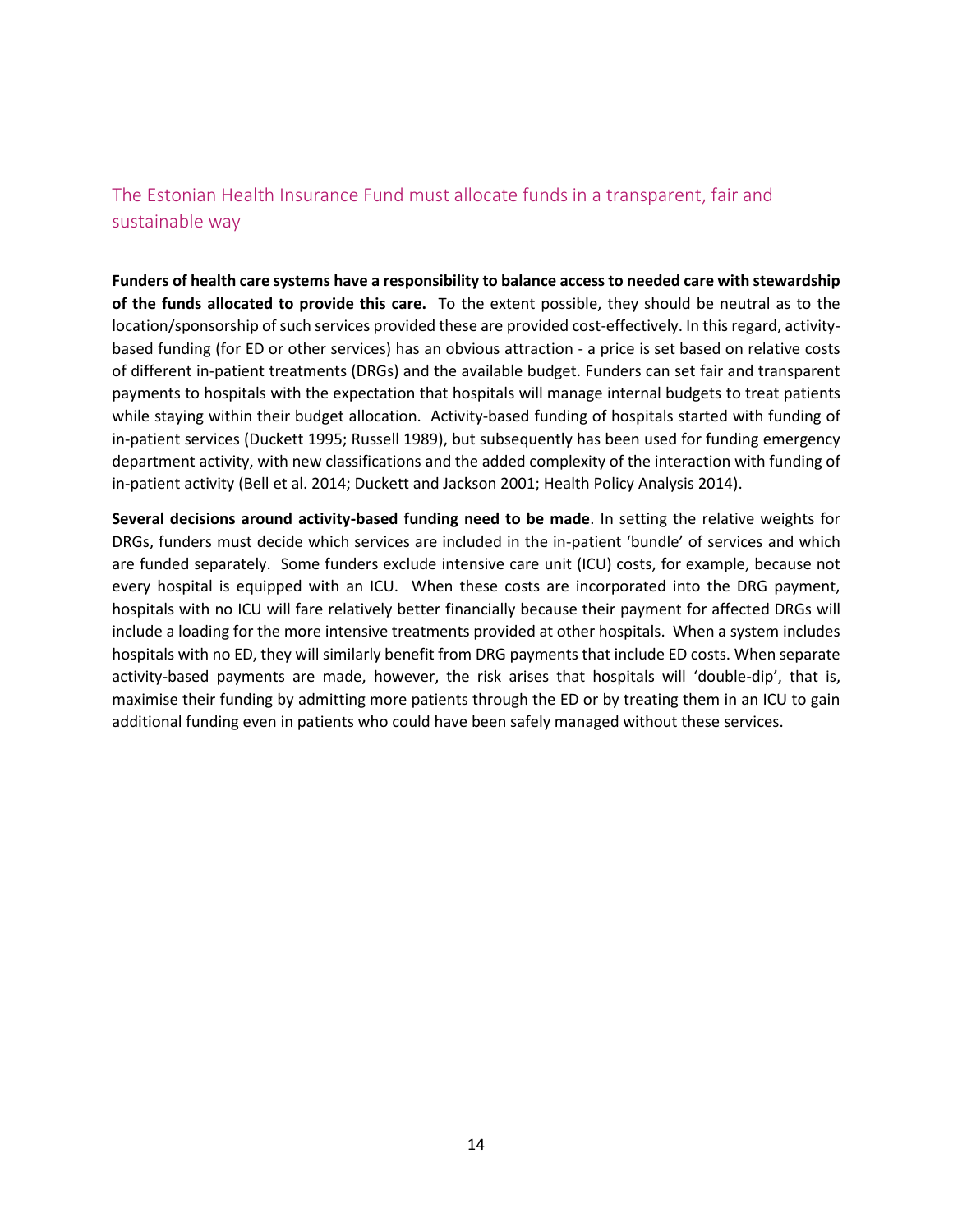## The Estonian Health Insurance Fund must allocate funds in a transparent, fair and sustainable way

**Funders of health care systems have a responsibility to balance access to needed care with stewardship of the funds allocated to provide this care.** To the extent possible, they should be neutral as to the location/sponsorship of such services provided these are provided cost-effectively. In this regard, activity-based funding (for ED or other services) has an obvious attraction - a price is set based on relative costs of different in-patient treatments (DRGs) and the available budget. Funders can set fair and transparent payments to hospitals with the expectation that hospitals will manage internal budgets to treat patients while staying within their budget allocation. Activity-based funding of hospitals started with funding of in-patient services (Duckett 1995; Russell 1989), but subsequently has been used for funding emergency department activity, with new classifications and the added complexity of the interaction with funding of in-patient activity (Bell et al. 2014; Duckett and Jackson 2001; Health Policy Analysis 2014).

**Several decisions around activity-based funding need to be made**. In setting the relative weights for DRGs, funders must decide which services are included in the in-patient 'bundle' of services and which are funded separately. Some funders exclude intensive care unit (ICU) costs, for example, because not every hospital is equipped with an ICU. When these costs are incorporated into the DRG payment, hospitals with no ICU will fare relatively better financially because their payment for affected DRGs will include a loading for the more intensive treatments provided at other hospitals. When a system includes hospitals with no ED, they will similarly benefit from DRG payments that include ED costs. When separate activity-based payments are made, however, the risk arises that hospitals will 'double-dip', that is, maximise their funding by admitting more patients through the ED or by treating them in an ICU to gain additional funding even in patients who could have been safely managed without these services.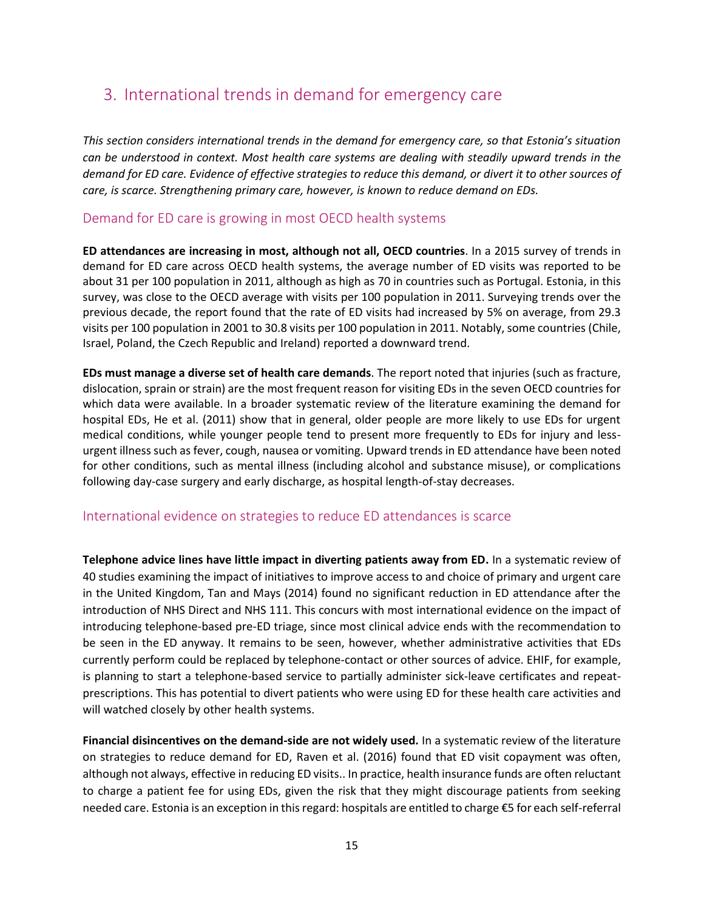## 3. International trends in demand for emergency care

*This section considers international trends in the demand for emergency care, so that Estonia's situation can be understood in context. Most health care systems are dealing with steadily upward trends in the demand for ED care. Evidence of effective strategies to reduce this demand, or divert it to other sources of care, is scarce. Strengthening primary care, however, is known to reduce demand on EDs.*

### Demand for ED care is growing in most OECD health systems

**ED attendances are increasing in most, although not all, OECD countries**. In a 2015 survey of trends in demand for ED care across OECD health systems, the average number of ED visits was reported to be about 31 per 100 population in 2011, although as high as 70 in countries such as Portugal. Estonia, in this survey, was close to the OECD average with visits per 100 population in 2011. Surveying trends over the previous decade, the report found that the rate of ED visits had increased by 5% on average, from 29.3 visits per 100 population in 2001 to 30.8 visits per 100 population in 2011. Notably, some countries (Chile, Israel, Poland, the Czech Republic and Ireland) reported a downward trend.

**EDs must manage a diverse set of health care demands**. The report noted that injuries (such as fracture, dislocation, sprain or strain) are the most frequent reason for visiting EDs in the seven OECD countries for which data were available. In a broader systematic review of the literature examining the demand for hospital EDs, He et al. (2011) show that in general, older people are more likely to use EDs for urgent medical conditions, while younger people tend to present more frequently to EDs for injury and less-urgent illness such as fever, cough, nausea or vomiting. Upward trends in ED attendance have been noted for other conditions, such as mental illness (including alcohol and substance misuse), or complications following day-case surgery and early discharge, as hospital length-of-stay decreases.

### International evidence on strategies to reduce ED attendances is scarce

**Telephone advice lines have little impact in diverting patients away from ED.** In a systematic review of 40 studies examining the impact of initiatives to improve access to and choice of primary and urgent care in the United Kingdom, Tan and Mays (2014) found no significant reduction in ED attendance after the introduction of NHS Direct and NHS 111. This concurs with most international evidence on the impact of introducing telephone-based pre-ED triage, since most clinical advice ends with the recommendation to be seen in the ED anyway. It remains to be seen, however, whether administrative activities that EDs currently perform could be replaced by telephone-contact or other sources of advice. EHIF, for example, is planning to start a telephone-based service to partially administer sick-leave certificates and repeat-prescriptions. This has potential to divert patients who were using ED for these health care activities and will watched closely by other health systems.

**Financial disincentives on the demand-side are not widely used.** In a systematic review of the literature on strategies to reduce demand for ED, Raven et al. (2016) found that ED visit copayment was often, although not always, effective in reducing ED visits.. In practice, health insurance funds are often reluctant to charge a patient fee for using EDs, given the risk that they might discourage patients from seeking needed care. Estonia is an exception in this regard: hospitals are entitled to charge €5 for each self-referral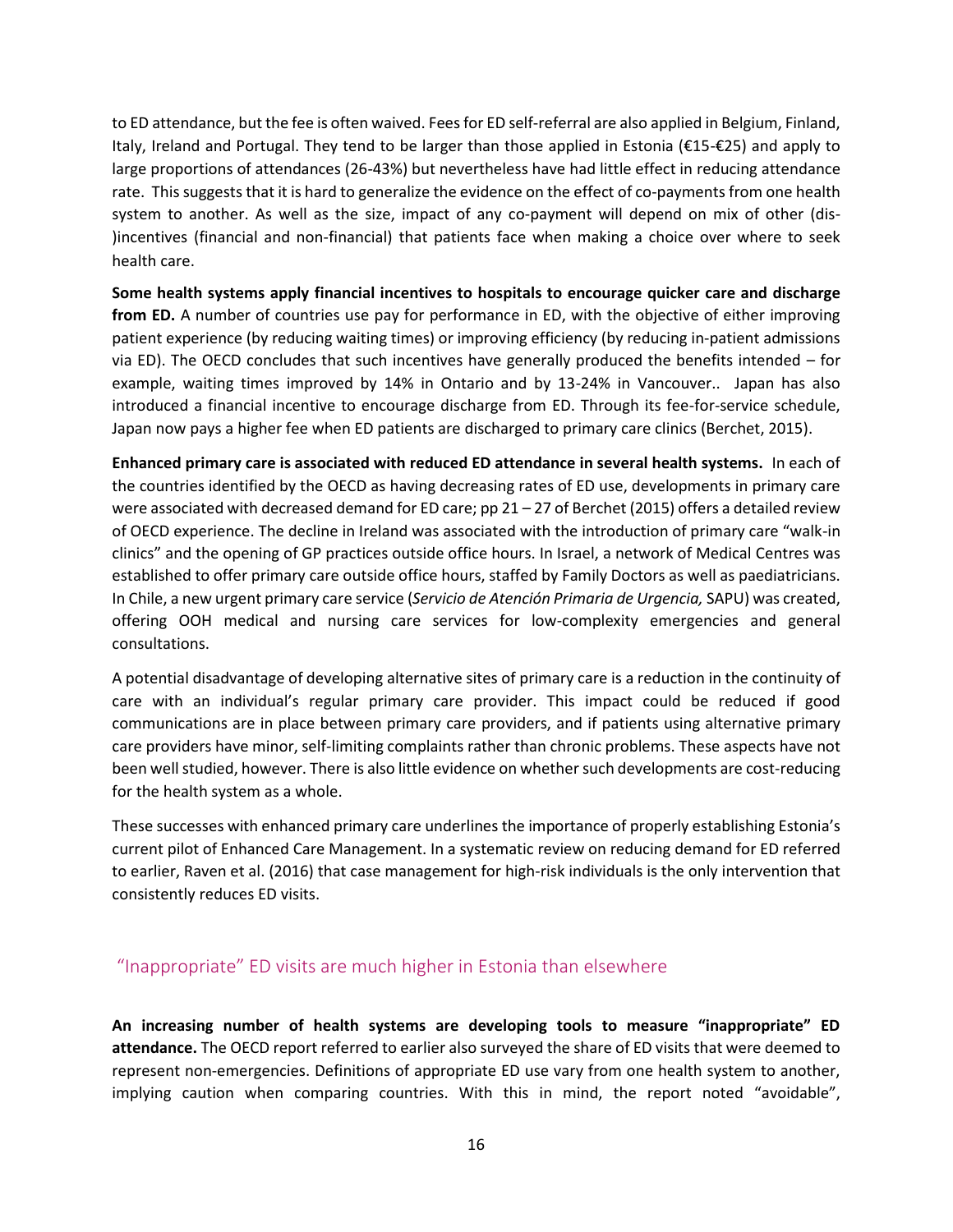to ED attendance, but the fee is often waived. Fees for ED self-referral are also applied in Belgium, Finland, Italy, Ireland and Portugal. They tend to be larger than those applied in Estonia (€15-€25) and apply to large proportions of attendances (26-43%) but nevertheless have had little effect in reducing attendance rate. This suggests that it is hard to generalize the evidence on the effect of co-payments from one health system to another. As well as the size, impact of any co-payment will depend on mix of other (dis-)incentives (financial and non-financial) that patients face when making a choice over where to seek health care.

**Some health systems apply financial incentives to hospitals to encourage quicker care and discharge from ED.** A number of countries use pay for performance in ED, with the objective of either improving patient experience (by reducing waiting times) or improving efficiency (by reducing in-patient admissions via ED). The OECD concludes that such incentives have generally produced the benefits intended – for example, waiting times improved by 14% in Ontario and by 13-24% in Vancouver.. Japan has also introduced a financial incentive to encourage discharge from ED. Through its fee-for-service schedule, Japan now pays a higher fee when ED patients are discharged to primary care clinics (Berchet, 2015).

**Enhanced primary care is associated with reduced ED attendance in several health systems.** In each of the countries identified by the OECD as having decreasing rates of ED use, developments in primary care were associated with decreased demand for ED care; pp 21 – 27 of Berchet (2015) offers a detailed review of OECD experience. The decline in Ireland was associated with the introduction of primary care "walk-in clinics" and the opening of GP practices outside office hours. In Israel, a network of Medical Centres was established to offer primary care outside office hours, staffed by Family Doctors as well as paediatricians. In Chile, a new urgent primary care service (*Servicio de Atención Primaria de Urgencia,* SAPU) was created, offering OOH medical and nursing care services for low-complexity emergencies and general consultations.

A potential disadvantage of developing alternative sites of primary care is a reduction in the continuity of care with an individual's regular primary care provider. This impact could be reduced if good communications are in place between primary care providers, and if patients using alternative primary care providers have minor, self-limiting complaints rather than chronic problems. These aspects have not been well studied, however. There is also little evidence on whether such developments are cost-reducing for the health system as a whole.

These successes with enhanced primary care underlines the importance of properly establishing Estonia's current pilot of Enhanced Care Management. In a systematic review on reducing demand for ED referred to earlier, Raven et al. (2016) that case management for high-risk individuals is the only intervention that consistently reduces ED visits.

## "Inappropriate" ED visits are much higher in Estonia than elsewhere

**An increasing number of health systems are developing tools to measure "inappropriate" ED attendance.** The OECD report referred to earlier also surveyed the share of ED visits that were deemed to represent non-emergencies. Definitions of appropriate ED use vary from one health system to another, implying caution when comparing countries. With this in mind, the report noted "avoidable",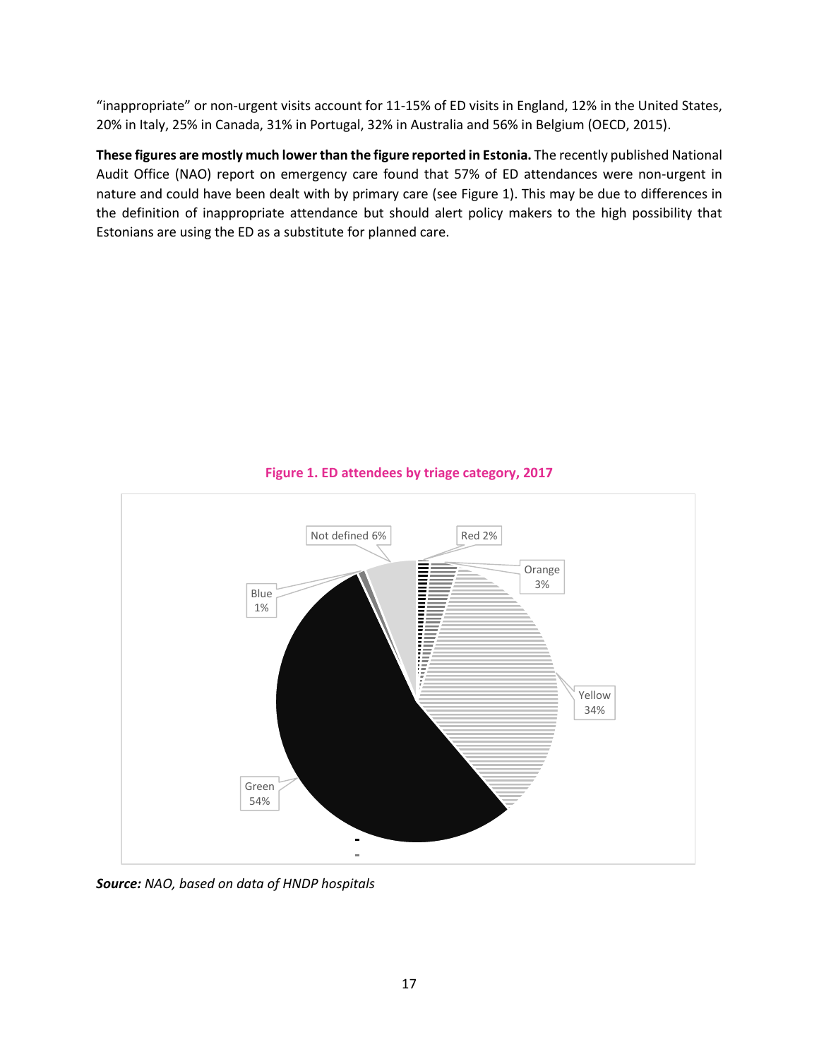"inappropriate" or non-urgent visits account for 11-15% of ED visits in England, 12% in the United States, 20% in Italy, 25% in Canada, 31% in Portugal, 32% in Australia and 56% in Belgium (OECD, 2015).

**These figures are mostly much lower than the figure reported in Estonia.** The recently published National Audit Office (NAO) report on emergency care found that 57% of ED attendances were non-urgent in nature and could have been dealt with by primary care (see Figure 1). This may be due to differences in the definition of inappropriate attendance but should alert policy makers to the high possibility that Estonians are using the ED as a substitute for planned care.

**Figure 1. ED attendees by triage category, 2017**

| Triage category | Share |
| --- | --- |
| Red | 2% |
| Orange | 3% |
| Yellow | 34% |
| Green | 54% |
| Blue | 1% |
| Not defined | 6% |

***Source:*** *NAO, based on data of HNDP hospitals*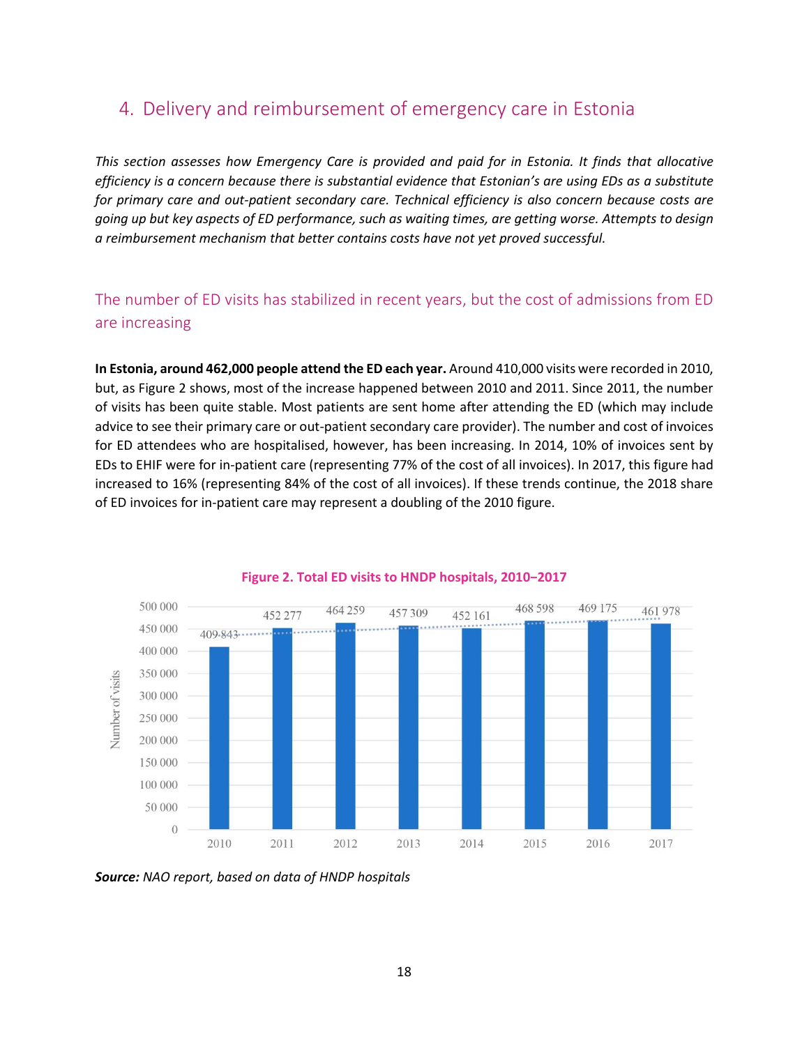## 4. Delivery and reimbursement of emergency care in Estonia

*This section assesses how Emergency Care is provided and paid for in Estonia. It finds that allocative efficiency is a concern because there is substantial evidence that Estonian's are using EDs as a substitute for primary care and out-patient secondary care. Technical efficiency is also concern because costs are going up but key aspects of ED performance, such as waiting times, are getting worse. Attempts to design a reimbursement mechanism that better contains costs have not yet proved successful.*

### The number of ED visits has stabilized in recent years, but the cost of admissions from ED are increasing

**In Estonia, around 462,000 people attend the ED each year.** Around 410,000 visits were recorded in 2010, but, as Figure 2 shows, most of the increase happened between 2010 and 2011. Since 2011, the number of visits has been quite stable. Most patients are sent home after attending the ED (which may include advice to see their primary care or out-patient secondary care provider). The number and cost of invoices for ED attendees who are hospitalised, however, has been increasing. In 2014, 10% of invoices sent by EDs to EHIF were for in-patient care (representing 77% of the cost of all invoices). In 2017, this figure had increased to 16% (representing 84% of the cost of all invoices). If these trends continue, the 2018 share of ED invoices for in-patient care may represent a doubling of the 2010 figure.

**Figure 2. Total ED visits to HNDP hospitals, 2010–2017**

| Year | Number of visits |
|---|---|
| 2010 | 409 843 |
| 2011 | 452 277 |
| 2012 | 464 259 |
| 2013 | 457 309 |
| 2014 | 452 161 |
| 2015 | 468 598 |
| 2016 | 469 175 |
| 2017 | 461 978 |

***Source:*** *NAO report, based on data of HNDP hospitals*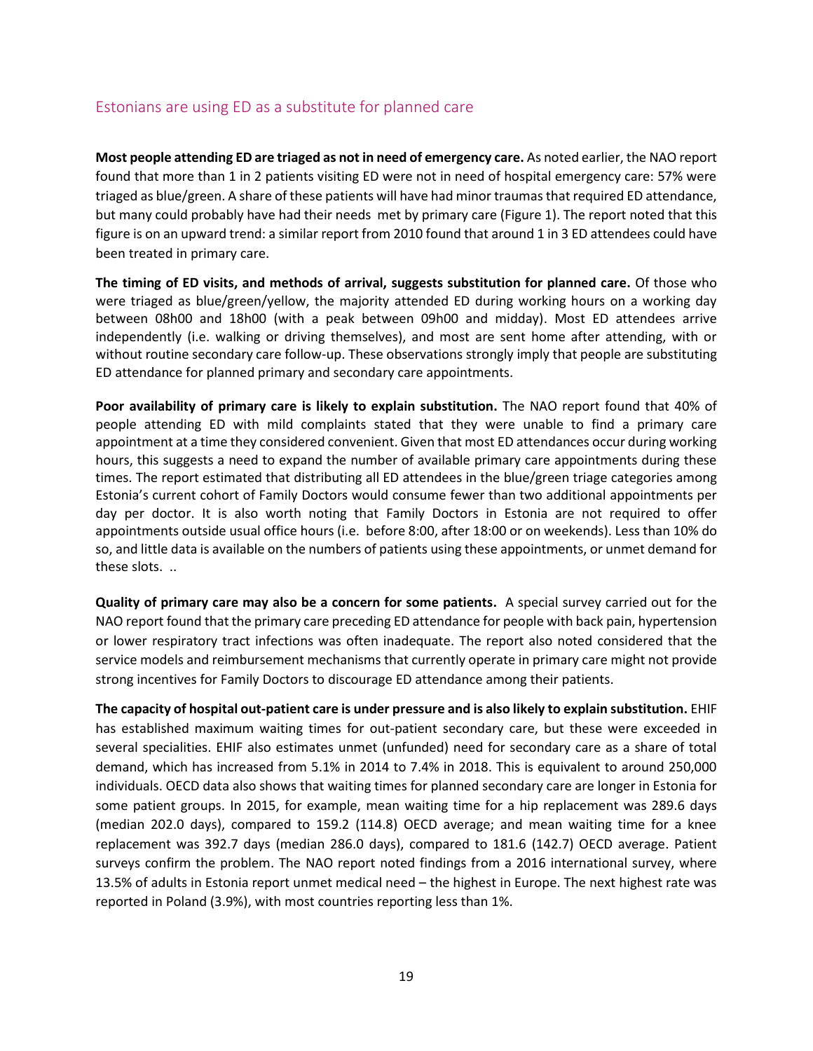## Estonians are using ED as a substitute for planned care

**Most people attending ED are triaged as not in need of emergency care.** As noted earlier, the NAO report found that more than 1 in 2 patients visiting ED were not in need of hospital emergency care: 57% were triaged as blue/green. A share of these patients will have had minor traumas that required ED attendance, but many could probably have had their needs met by primary care (Figure 1). The report noted that this figure is on an upward trend: a similar report from 2010 found that around 1 in 3 ED attendees could have been treated in primary care.

**The timing of ED visits, and methods of arrival, suggests substitution for planned care.** Of those who were triaged as blue/green/yellow, the majority attended ED during working hours on a working day between 08h00 and 18h00 (with a peak between 09h00 and midday). Most ED attendees arrive independently (i.e. walking or driving themselves), and most are sent home after attending, with or without routine secondary care follow-up. These observations strongly imply that people are substituting ED attendance for planned primary and secondary care appointments.

**Poor availability of primary care is likely to explain substitution.** The NAO report found that 40% of people attending ED with mild complaints stated that they were unable to find a primary care appointment at a time they considered convenient. Given that most ED attendances occur during working hours, this suggests a need to expand the number of available primary care appointments during these times. The report estimated that distributing all ED attendees in the blue/green triage categories among Estonia's current cohort of Family Doctors would consume fewer than two additional appointments per day per doctor. It is also worth noting that Family Doctors in Estonia are not required to offer appointments outside usual office hours (i.e. before 8:00, after 18:00 or on weekends). Less than 10% do so, and little data is available on the numbers of patients using these appointments, or unmet demand for these slots. ..

**Quality of primary care may also be a concern for some patients.** A special survey carried out for the NAO report found that the primary care preceding ED attendance for people with back pain, hypertension or lower respiratory tract infections was often inadequate. The report also noted considered that the service models and reimbursement mechanisms that currently operate in primary care might not provide strong incentives for Family Doctors to discourage ED attendance among their patients.

**The capacity of hospital out-patient care is under pressure and is also likely to explain substitution.** EHIF has established maximum waiting times for out-patient secondary care, but these were exceeded in several specialities. EHIF also estimates unmet (unfunded) need for secondary care as a share of total demand, which has increased from 5.1% in 2014 to 7.4% in 2018. This is equivalent to around 250,000 individuals. OECD data also shows that waiting times for planned secondary care are longer in Estonia for some patient groups. In 2015, for example, mean waiting time for a hip replacement was 289.6 days (median 202.0 days), compared to 159.2 (114.8) OECD average; and mean waiting time for a knee replacement was 392.7 days (median 286.0 days), compared to 181.6 (142.7) OECD average. Patient surveys confirm the problem. The NAO report noted findings from a 2016 international survey, where 13.5% of adults in Estonia report unmet medical need – the highest in Europe. The next highest rate was reported in Poland (3.9%), with most countries reporting less than 1%.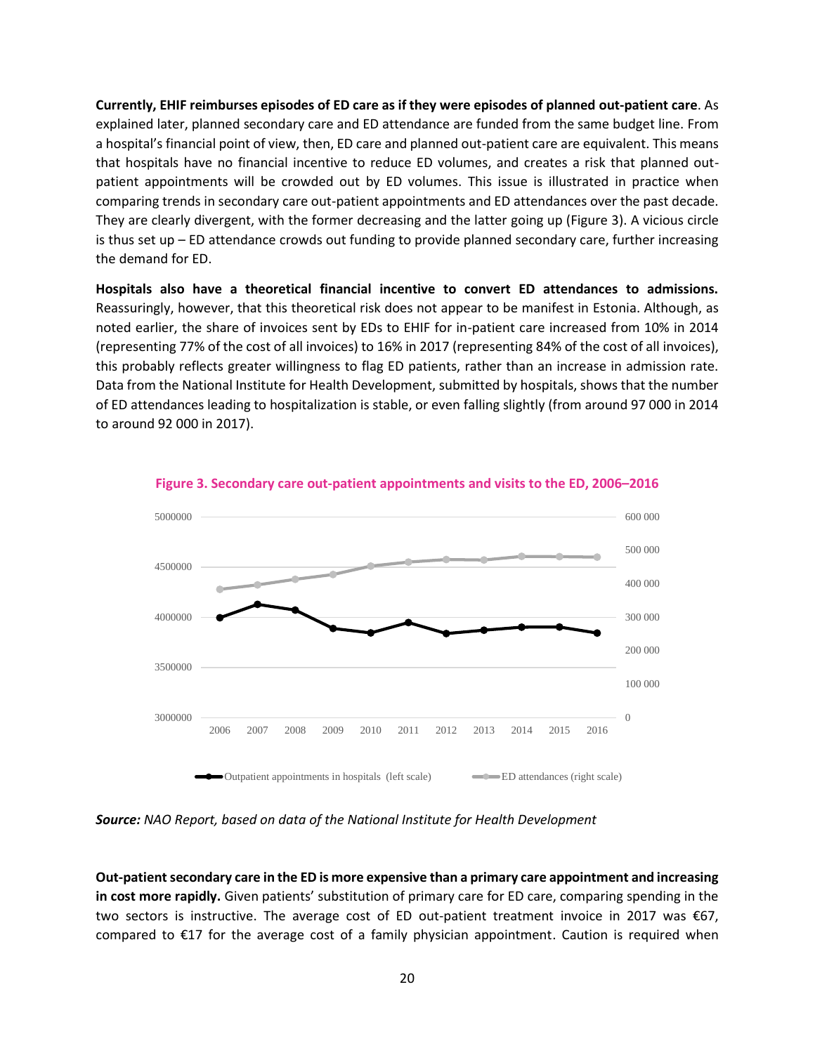**Currently, EHIF reimburses episodes of ED care as if they were episodes of planned out-patient care**. As explained later, planned secondary care and ED attendance are funded from the same budget line. From a hospital's financial point of view, then, ED care and planned out-patient care are equivalent. This means that hospitals have no financial incentive to reduce ED volumes, and creates a risk that planned out-patient appointments will be crowded out by ED volumes. This issue is illustrated in practice when comparing trends in secondary care out-patient appointments and ED attendances over the past decade. They are clearly divergent, with the former decreasing and the latter going up (Figure 3). A vicious circle is thus set up – ED attendance crowds out funding to provide planned secondary care, further increasing the demand for ED.

**Hospitals also have a theoretical financial incentive to convert ED attendances to admissions.** Reassuringly, however, that this theoretical risk does not appear to be manifest in Estonia. Although, as noted earlier, the share of invoices sent by EDs to EHIF for in-patient care increased from 10% in 2014 (representing 77% of the cost of all invoices) to 16% in 2017 (representing 84% of the cost of all invoices), this probably reflects greater willingness to flag ED patients, rather than an increase in admission rate. Data from the National Institute for Health Development, submitted by hospitals, shows that the number of ED attendances leading to hospitalization is stable, or even falling slightly (from around 97 000 in 2014 to around 92 000 in 2017).

**Figure 3. Secondary care out-patient appointments and visits to the ED, 2006–2016**

*Source: NAO Report, based on data of the National Institute for Health Development*

**Out-patient secondary care in the ED is more expensive than a primary care appointment and increasing in cost more rapidly.** Given patients' substitution of primary care for ED care, comparing spending in the two sectors is instructive. The average cost of ED out-patient treatment invoice in 2017 was €67, compared to €17 for the average cost of a family physician appointment. Caution is required when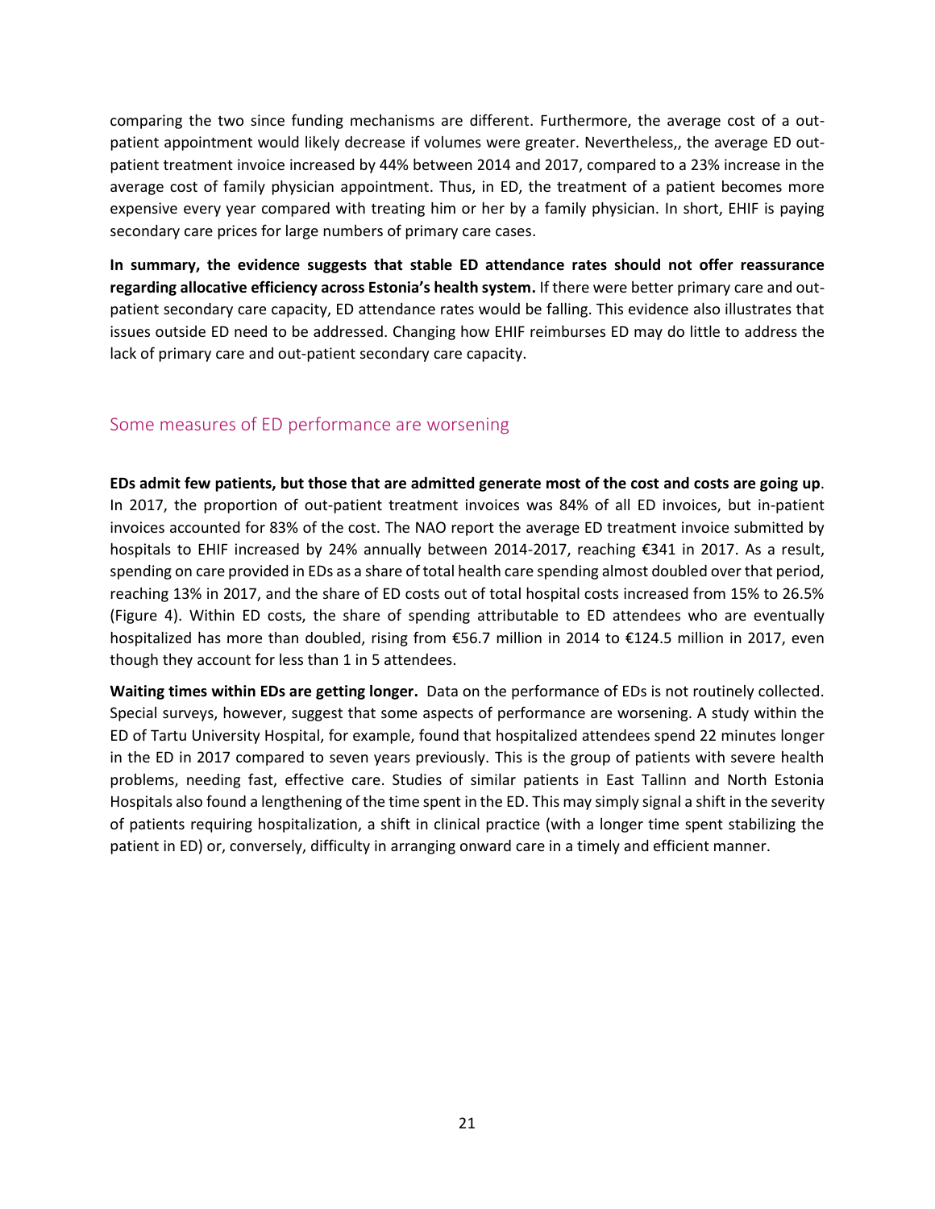comparing the two since funding mechanisms are different. Furthermore, the average cost of a out-patient appointment would likely decrease if volumes were greater. Nevertheless,, the average ED out-patient treatment invoice increased by 44% between 2014 and 2017, compared to a 23% increase in the average cost of family physician appointment. Thus, in ED, the treatment of a patient becomes more expensive every year compared with treating him or her by a family physician. In short, EHIF is paying secondary care prices for large numbers of primary care cases.

**In summary, the evidence suggests that stable ED attendance rates should not offer reassurance regarding allocative efficiency across Estonia's health system.** If there were better primary care and out-patient secondary care capacity, ED attendance rates would be falling. This evidence also illustrates that issues outside ED need to be addressed. Changing how EHIF reimburses ED may do little to address the lack of primary care and out-patient secondary care capacity.

## Some measures of ED performance are worsening

**EDs admit few patients, but those that are admitted generate most of the cost and costs are going up**. In 2017, the proportion of out-patient treatment invoices was 84% of all ED invoices, but in-patient invoices accounted for 83% of the cost. The NAO report the average ED treatment invoice submitted by hospitals to EHIF increased by 24% annually between 2014-2017, reaching €341 in 2017. As a result, spending on care provided in EDs as a share of total health care spending almost doubled over that period, reaching 13% in 2017, and the share of ED costs out of total hospital costs increased from 15% to 26.5% (Figure 4). Within ED costs, the share of spending attributable to ED attendees who are eventually hospitalized has more than doubled, rising from €56.7 million in 2014 to €124.5 million in 2017, even though they account for less than 1 in 5 attendees.

**Waiting times within EDs are getting longer.** Data on the performance of EDs is not routinely collected. Special surveys, however, suggest that some aspects of performance are worsening. A study within the ED of Tartu University Hospital, for example, found that hospitalized attendees spend 22 minutes longer in the ED in 2017 compared to seven years previously. This is the group of patients with severe health problems, needing fast, effective care. Studies of similar patients in East Tallinn and North Estonia Hospitals also found a lengthening of the time spent in the ED. This may simply signal a shift in the severity of patients requiring hospitalization, a shift in clinical practice (with a longer time spent stabilizing the patient in ED) or, conversely, difficulty in arranging onward care in a timely and efficient manner.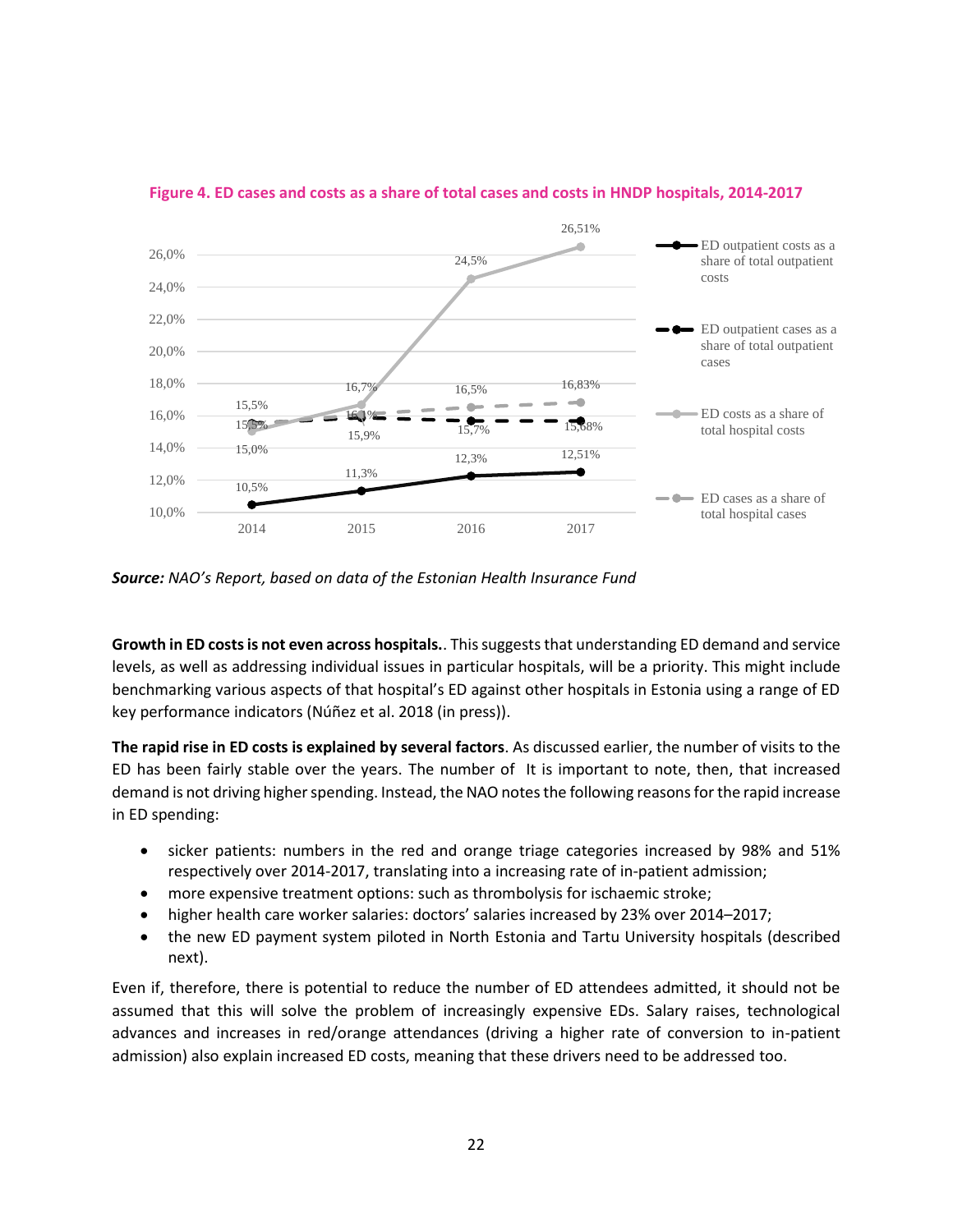**Figure 4. ED cases and costs as a share of total cases and costs in HNDP hospitals, 2014-2017**

| | 2014 | 2015 | 2016 | 2017 |
|---|---|---|---|---|
| ED outpatient costs as a share of total outpatient costs | 10,5% | 11,3% | 12,3% | 12,51% |
| ED outpatient cases as a share of total outpatient cases | 15,5% | 15,9% | 15,7% | 15,68% |
| ED costs as a share of total hospital costs | 15,0% | 16,7% | 24,5% | 26,51% |
| ED cases as a share of total hospital cases | 15,5% | 16,1% | 16,5% | 16,83% |

*Source:* *NAO's Report, based on data of the Estonian Health Insurance Fund*

**Growth in ED costs is not even across hospitals.**. This suggests that understanding ED demand and service levels, as well as addressing individual issues in particular hospitals, will be a priority. This might include benchmarking various aspects of that hospital's ED against other hospitals in Estonia using a range of ED key performance indicators (Núñez et al. 2018 (in press)).

**The rapid rise in ED costs is explained by several factors**. As discussed earlier, the number of visits to the ED has been fairly stable over the years. The number of  It is important to note, then, that increased demand is not driving higher spending. Instead, the NAO notes the following reasons for the rapid increase in ED spending:

- sicker patients: numbers in the red and orange triage categories increased by 98% and 51% respectively over 2014-2017, translating into a increasing rate of in-patient admission;
- more expensive treatment options: such as thrombolysis for ischaemic stroke;
- higher health care worker salaries: doctors' salaries increased by 23% over 2014–2017;
- the new ED payment system piloted in North Estonia and Tartu University hospitals (described next).

Even if, therefore, there is potential to reduce the number of ED attendees admitted, it should not be assumed that this will solve the problem of increasingly expensive EDs. Salary raises, technological advances and increases in red/orange attendances (driving a higher rate of conversion to in-patient admission) also explain increased ED costs, meaning that these drivers need to be addressed too.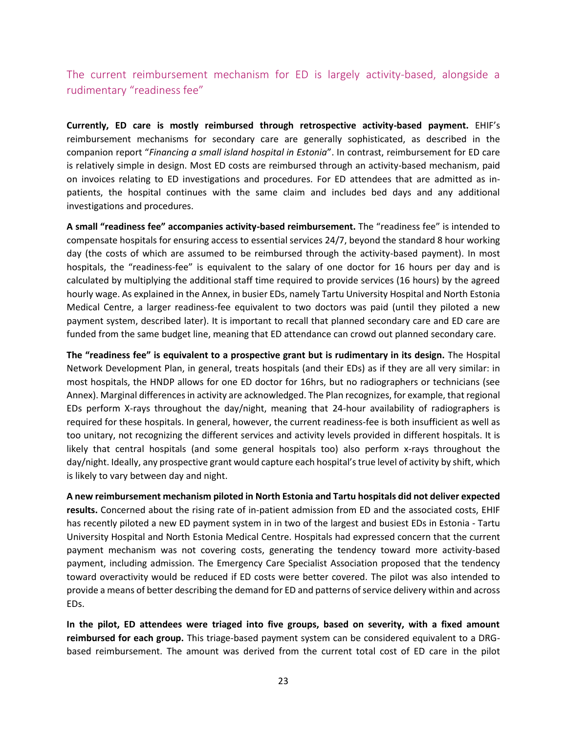## The current reimbursement mechanism for ED is largely activity-based, alongside a rudimentary "readiness fee"

**Currently, ED care is mostly reimbursed through retrospective activity-based payment.** EHIF's reimbursement mechanisms for secondary care are generally sophisticated, as described in the companion report "*Financing a small island hospital in Estonia*". In contrast, reimbursement for ED care is relatively simple in design. Most ED costs are reimbursed through an activity-based mechanism, paid on invoices relating to ED investigations and procedures. For ED attendees that are admitted as in-patients, the hospital continues with the same claim and includes bed days and any additional investigations and procedures.

**A small "readiness fee" accompanies activity-based reimbursement.** The "readiness fee" is intended to compensate hospitals for ensuring access to essential services 24/7, beyond the standard 8 hour working day (the costs of which are assumed to be reimbursed through the activity-based payment). In most hospitals, the "readiness-fee" is equivalent to the salary of one doctor for 16 hours per day and is calculated by multiplying the additional staff time required to provide services (16 hours) by the agreed hourly wage. As explained in the Annex, in busier EDs, namely Tartu University Hospital and North Estonia Medical Centre, a larger readiness-fee equivalent to two doctors was paid (until they piloted a new payment system, described later). It is important to recall that planned secondary care and ED care are funded from the same budget line, meaning that ED attendance can crowd out planned secondary care.

**The "readiness fee" is equivalent to a prospective grant but is rudimentary in its design.** The Hospital Network Development Plan, in general, treats hospitals (and their EDs) as if they are all very similar: in most hospitals, the HNDP allows for one ED doctor for 16hrs, but no radiographers or technicians (see Annex). Marginal differences in activity are acknowledged. The Plan recognizes, for example, that regional EDs perform X-rays throughout the day/night, meaning that 24-hour availability of radiographers is required for these hospitals. In general, however, the current readiness-fee is both insufficient as well as too unitary, not recognizing the different services and activity levels provided in different hospitals. It is likely that central hospitals (and some general hospitals too) also perform x-rays throughout the day/night. Ideally, any prospective grant would capture each hospital's true level of activity by shift, which is likely to vary between day and night.

**A new reimbursement mechanism piloted in North Estonia and Tartu hospitals did not deliver expected results.** Concerned about the rising rate of in-patient admission from ED and the associated costs, EHIF has recently piloted a new ED payment system in in two of the largest and busiest EDs in Estonia - Tartu University Hospital and North Estonia Medical Centre. Hospitals had expressed concern that the current payment mechanism was not covering costs, generating the tendency toward more activity-based payment, including admission. The Emergency Care Specialist Association proposed that the tendency toward overactivity would be reduced if ED costs were better covered. The pilot was also intended to provide a means of better describing the demand for ED and patterns of service delivery within and across EDs.

**In the pilot, ED attendees were triaged into five groups, based on severity, with a fixed amount reimbursed for each group.** This triage-based payment system can be considered equivalent to a DRG-based reimbursement. The amount was derived from the current total cost of ED care in the pilot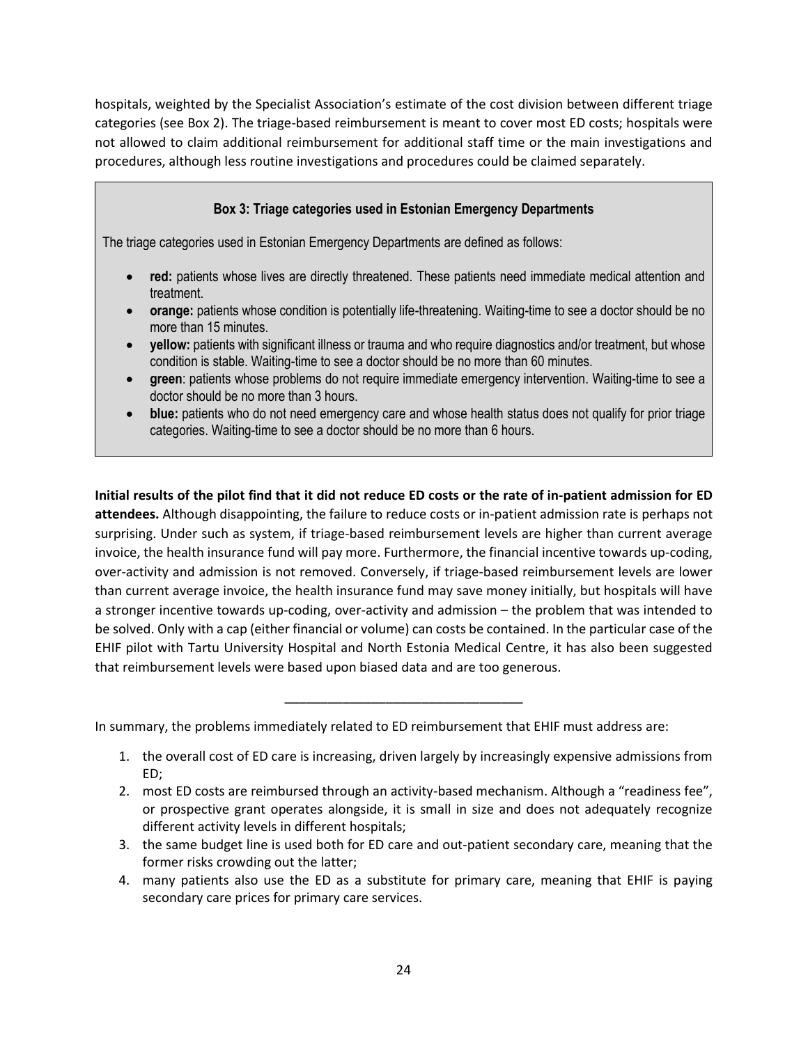hospitals, weighted by the Specialist Association's estimate of the cost division between different triage categories (see Box 2). The triage-based reimbursement is meant to cover most ED costs; hospitals were not allowed to claim additional reimbursement for additional staff time or the main investigations and procedures, although less routine investigations and procedures could be claimed separately.

> **Box 3: Triage categories used in Estonian Emergency Departments**
>
> The triage categories used in Estonian Emergency Departments are defined as follows:
>
> - **red:** patients whose lives are directly threatened. These patients need immediate medical attention and treatment.
> - **orange:** patients whose condition is potentially life-threatening. Waiting-time to see a doctor should be no more than 15 minutes.
> - **yellow:** patients with significant illness or trauma and who require diagnostics and/or treatment, but whose condition is stable. Waiting-time to see a doctor should be no more than 60 minutes.
> - **green**: patients whose problems do not require immediate emergency intervention. Waiting-time to see a doctor should be no more than 3 hours.
> - **blue:** patients who do not need emergency care and whose health status does not qualify for prior triage categories. Waiting-time to see a doctor should be no more than 6 hours.

**Initial results of the pilot find that it did not reduce ED costs or the rate of in-patient admission for ED attendees.** Although disappointing, the failure to reduce costs or in-patient admission rate is perhaps not surprising. Under such as system, if triage-based reimbursement levels are higher than current average invoice, the health insurance fund will pay more. Furthermore, the financial incentive towards up-coding, over-activity and admission is not removed. Conversely, if triage-based reimbursement levels are lower than current average invoice, the health insurance fund may save money initially, but hospitals will have a stronger incentive towards up-coding, over-activity and admission – the problem that was intended to be solved. Only with a cap (either financial or volume) can costs be contained. In the particular case of the EHIF pilot with Tartu University Hospital and North Estonia Medical Centre, it has also been suggested that reimbursement levels were based upon biased data and are too generous.

---

In summary, the problems immediately related to ED reimbursement that EHIF must address are:

1. the overall cost of ED care is increasing, driven largely by increasingly expensive admissions from ED;
2. most ED costs are reimbursed through an activity-based mechanism. Although a "readiness fee", or prospective grant operates alongside, it is small in size and does not adequately recognize different activity levels in different hospitals;
3. the same budget line is used both for ED care and out-patient secondary care, meaning that the former risks crowding out the latter;
4. many patients also use the ED as a substitute for primary care, meaning that EHIF is paying secondary care prices for primary care services.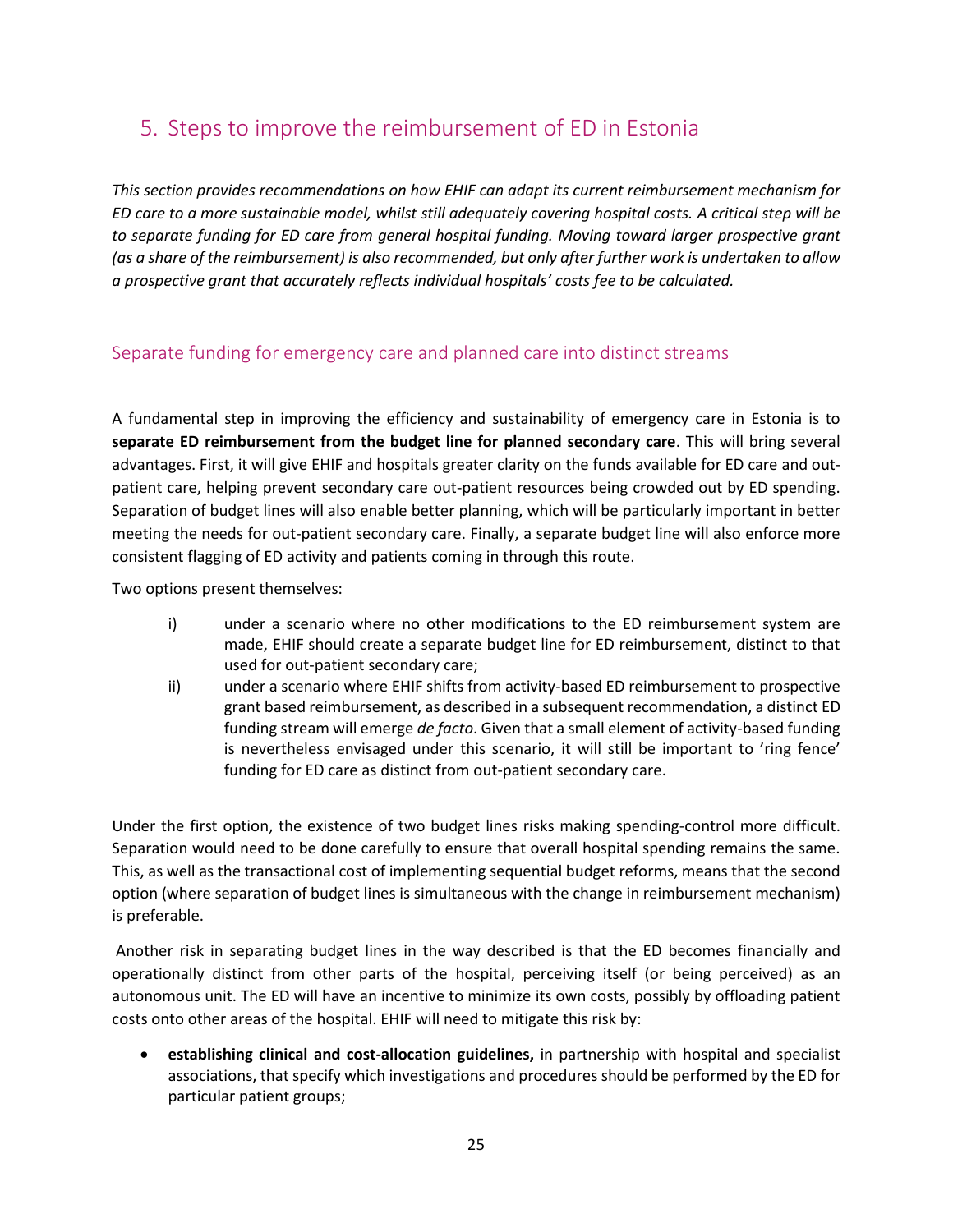## 5. Steps to improve the reimbursement of ED in Estonia

*This section provides recommendations on how EHIF can adapt its current reimbursement mechanism for ED care to a more sustainable model, whilst still adequately covering hospital costs. A critical step will be to separate funding for ED care from general hospital funding. Moving toward larger prospective grant (as a share of the reimbursement) is also recommended, but only after further work is undertaken to allow a prospective grant that accurately reflects individual hospitals' costs fee to be calculated.*

### Separate funding for emergency care and planned care into distinct streams

A fundamental step in improving the efficiency and sustainability of emergency care in Estonia is to **separate ED reimbursement from the budget line for planned secondary care**. This will bring several advantages. First, it will give EHIF and hospitals greater clarity on the funds available for ED care and out-patient care, helping prevent secondary care out-patient resources being crowded out by ED spending. Separation of budget lines will also enable better planning, which will be particularly important in better meeting the needs for out-patient secondary care. Finally, a separate budget line will also enforce more consistent flagging of ED activity and patients coming in through this route.

Two options present themselves:

i) under a scenario where no other modifications to the ED reimbursement system are made, EHIF should create a separate budget line for ED reimbursement, distinct to that used for out-patient secondary care;

ii) under a scenario where EHIF shifts from activity-based ED reimbursement to prospective grant based reimbursement, as described in a subsequent recommendation, a distinct ED funding stream will emerge *de facto*. Given that a small element of activity-based funding is nevertheless envisaged under this scenario, it will still be important to 'ring fence' funding for ED care as distinct from out-patient secondary care.

Under the first option, the existence of two budget lines risks making spending-control more difficult. Separation would need to be done carefully to ensure that overall hospital spending remains the same. This, as well as the transactional cost of implementing sequential budget reforms, means that the second option (where separation of budget lines is simultaneous with the change in reimbursement mechanism) is preferable.

Another risk in separating budget lines in the way described is that the ED becomes financially and operationally distinct from other parts of the hospital, perceiving itself (or being perceived) as an autonomous unit. The ED will have an incentive to minimize its own costs, possibly by offloading patient costs onto other areas of the hospital. EHIF will need to mitigate this risk by:

- **establishing clinical and cost-allocation guidelines,** in partnership with hospital and specialist associations, that specify which investigations and procedures should be performed by the ED for particular patient groups;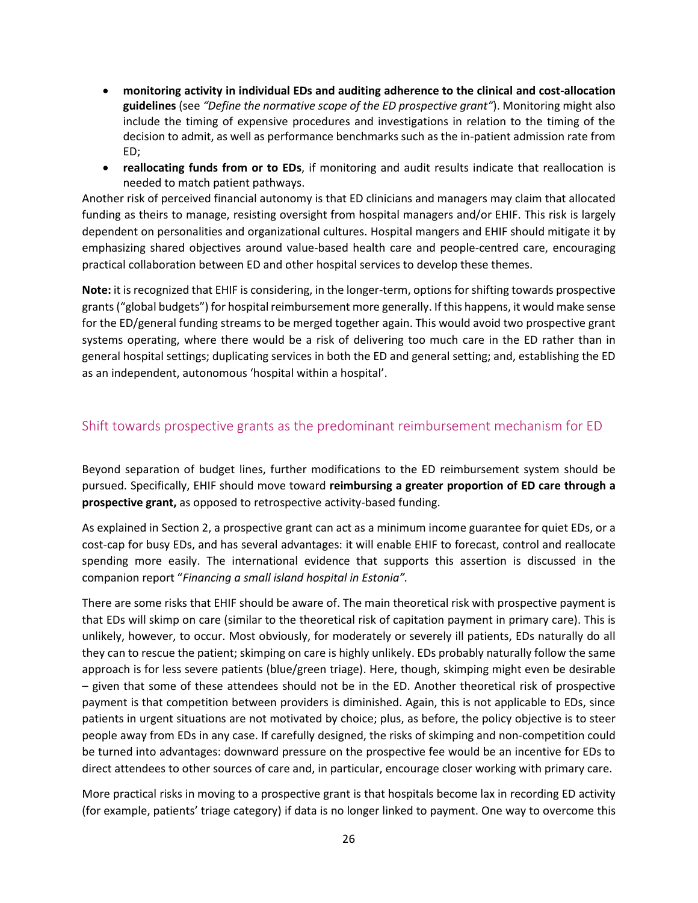- **monitoring activity in individual EDs and auditing adherence to the clinical and cost-allocation guidelines** (see *"Define the normative scope of the ED prospective grant"*). Monitoring might also include the timing of expensive procedures and investigations in relation to the timing of the decision to admit, as well as performance benchmarks such as the in-patient admission rate from ED;
- **reallocating funds from or to EDs**, if monitoring and audit results indicate that reallocation is needed to match patient pathways.

Another risk of perceived financial autonomy is that ED clinicians and managers may claim that allocated funding as theirs to manage, resisting oversight from hospital managers and/or EHIF. This risk is largely dependent on personalities and organizational cultures. Hospital mangers and EHIF should mitigate it by emphasizing shared objectives around value-based health care and people-centred care, encouraging practical collaboration between ED and other hospital services to develop these themes.

**Note:** it is recognized that EHIF is considering, in the longer-term, options for shifting towards prospective grants ("global budgets") for hospital reimbursement more generally. If this happens, it would make sense for the ED/general funding streams to be merged together again. This would avoid two prospective grant systems operating, where there would be a risk of delivering too much care in the ED rather than in general hospital settings; duplicating services in both the ED and general setting; and, establishing the ED as an independent, autonomous 'hospital within a hospital'.

## Shift towards prospective grants as the predominant reimbursement mechanism for ED

Beyond separation of budget lines, further modifications to the ED reimbursement system should be pursued. Specifically, EHIF should move toward **reimbursing a greater proportion of ED care through a prospective grant,** as opposed to retrospective activity-based funding.

As explained in Section 2, a prospective grant can act as a minimum income guarantee for quiet EDs, or a cost-cap for busy EDs, and has several advantages: it will enable EHIF to forecast, control and reallocate spending more easily. The international evidence that supports this assertion is discussed in the companion report "*Financing a small island hospital in Estonia".*

There are some risks that EHIF should be aware of. The main theoretical risk with prospective payment is that EDs will skimp on care (similar to the theoretical risk of capitation payment in primary care). This is unlikely, however, to occur. Most obviously, for moderately or severely ill patients, EDs naturally do all they can to rescue the patient; skimping on care is highly unlikely. EDs probably naturally follow the same approach is for less severe patients (blue/green triage). Here, though, skimping might even be desirable – given that some of these attendees should not be in the ED. Another theoretical risk of prospective payment is that competition between providers is diminished. Again, this is not applicable to EDs, since patients in urgent situations are not motivated by choice; plus, as before, the policy objective is to steer people away from EDs in any case. If carefully designed, the risks of skimping and non-competition could be turned into advantages: downward pressure on the prospective fee would be an incentive for EDs to direct attendees to other sources of care and, in particular, encourage closer working with primary care.

More practical risks in moving to a prospective grant is that hospitals become lax in recording ED activity (for example, patients' triage category) if data is no longer linked to payment. One way to overcome this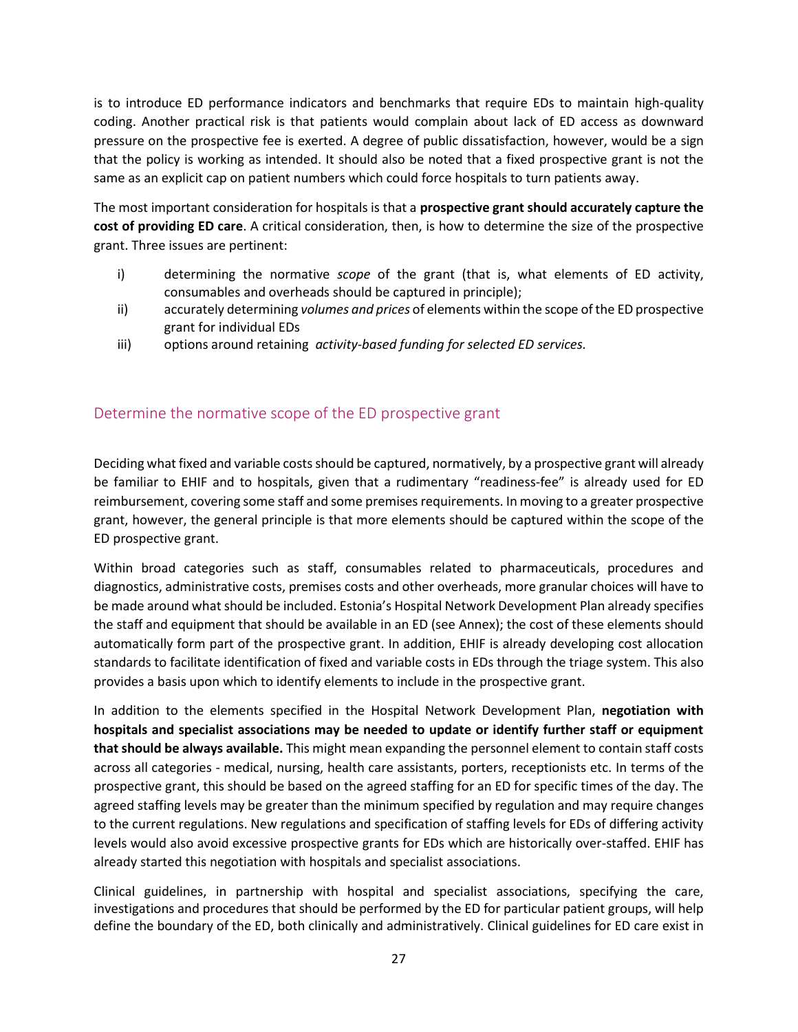is to introduce ED performance indicators and benchmarks that require EDs to maintain high-quality coding. Another practical risk is that patients would complain about lack of ED access as downward pressure on the prospective fee is exerted. A degree of public dissatisfaction, however, would be a sign that the policy is working as intended. It should also be noted that a fixed prospective grant is not the same as an explicit cap on patient numbers which could force hospitals to turn patients away.

The most important consideration for hospitals is that a **prospective grant should accurately capture the cost of providing ED care**. A critical consideration, then, is how to determine the size of the prospective grant. Three issues are pertinent:

i) determining the normative *scope* of the grant (that is, what elements of ED activity, consumables and overheads should be captured in principle);
ii) accurately determining *volumes and prices* of elements within the scope of the ED prospective grant for individual EDs
iii) options around retaining *activity-based funding for selected ED services.*

## Determine the normative scope of the ED prospective grant

Deciding what fixed and variable costs should be captured, normatively, by a prospective grant will already be familiar to EHIF and to hospitals, given that a rudimentary "readiness-fee" is already used for ED reimbursement, covering some staff and some premises requirements. In moving to a greater prospective grant, however, the general principle is that more elements should be captured within the scope of the ED prospective grant.

Within broad categories such as staff, consumables related to pharmaceuticals, procedures and diagnostics, administrative costs, premises costs and other overheads, more granular choices will have to be made around what should be included. Estonia's Hospital Network Development Plan already specifies the staff and equipment that should be available in an ED (see Annex); the cost of these elements should automatically form part of the prospective grant. In addition, EHIF is already developing cost allocation standards to facilitate identification of fixed and variable costs in EDs through the triage system. This also provides a basis upon which to identify elements to include in the prospective grant.

In addition to the elements specified in the Hospital Network Development Plan, **negotiation with hospitals and specialist associations may be needed to update or identify further staff or equipment that should be always available.** This might mean expanding the personnel element to contain staff costs across all categories - medical, nursing, health care assistants, porters, receptionists etc. In terms of the prospective grant, this should be based on the agreed staffing for an ED for specific times of the day. The agreed staffing levels may be greater than the minimum specified by regulation and may require changes to the current regulations. New regulations and specification of staffing levels for EDs of differing activity levels would also avoid excessive prospective grants for EDs which are historically over-staffed. EHIF has already started this negotiation with hospitals and specialist associations.

Clinical guidelines, in partnership with hospital and specialist associations, specifying the care, investigations and procedures that should be performed by the ED for particular patient groups, will help define the boundary of the ED, both clinically and administratively. Clinical guidelines for ED care exist in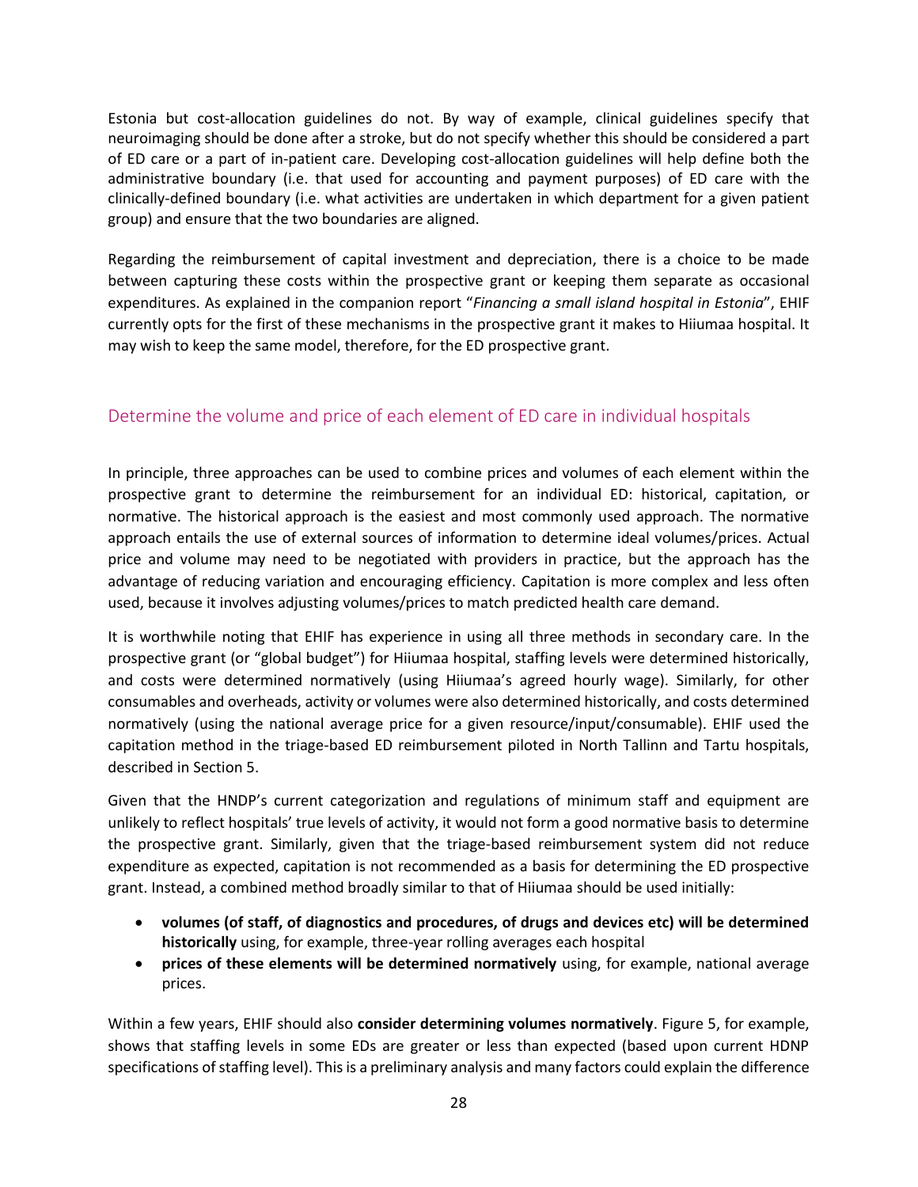Estonia but cost-allocation guidelines do not. By way of example, clinical guidelines specify that neuroimaging should be done after a stroke, but do not specify whether this should be considered a part of ED care or a part of in-patient care. Developing cost-allocation guidelines will help define both the administrative boundary (i.e. that used for accounting and payment purposes) of ED care with the clinically-defined boundary (i.e. what activities are undertaken in which department for a given patient group) and ensure that the two boundaries are aligned.

Regarding the reimbursement of capital investment and depreciation, there is a choice to be made between capturing these costs within the prospective grant or keeping them separate as occasional expenditures. As explained in the companion report "*Financing a small island hospital in Estonia*", EHIF currently opts for the first of these mechanisms in the prospective grant it makes to Hiiumaa hospital. It may wish to keep the same model, therefore, for the ED prospective grant.

## Determine the volume and price of each element of ED care in individual hospitals

In principle, three approaches can be used to combine prices and volumes of each element within the prospective grant to determine the reimbursement for an individual ED: historical, capitation, or normative. The historical approach is the easiest and most commonly used approach. The normative approach entails the use of external sources of information to determine ideal volumes/prices. Actual price and volume may need to be negotiated with providers in practice, but the approach has the advantage of reducing variation and encouraging efficiency. Capitation is more complex and less often used, because it involves adjusting volumes/prices to match predicted health care demand.

It is worthwhile noting that EHIF has experience in using all three methods in secondary care. In the prospective grant (or "global budget") for Hiiumaa hospital, staffing levels were determined historically, and costs were determined normatively (using Hiiumaa's agreed hourly wage). Similarly, for other consumables and overheads, activity or volumes were also determined historically, and costs determined normatively (using the national average price for a given resource/input/consumable). EHIF used the capitation method in the triage-based ED reimbursement piloted in North Tallinn and Tartu hospitals, described in Section 5.

Given that the HNDP's current categorization and regulations of minimum staff and equipment are unlikely to reflect hospitals' true levels of activity, it would not form a good normative basis to determine the prospective grant. Similarly, given that the triage-based reimbursement system did not reduce expenditure as expected, capitation is not recommended as a basis for determining the ED prospective grant. Instead, a combined method broadly similar to that of Hiiumaa should be used initially:

- **volumes (of staff, of diagnostics and procedures, of drugs and devices etc) will be determined historically** using, for example, three-year rolling averages each hospital
- **prices of these elements will be determined normatively** using, for example, national average prices.

Within a few years, EHIF should also **consider determining volumes normatively**. Figure 5, for example, shows that staffing levels in some EDs are greater or less than expected (based upon current HDNP specifications of staffing level). This is a preliminary analysis and many factors could explain the difference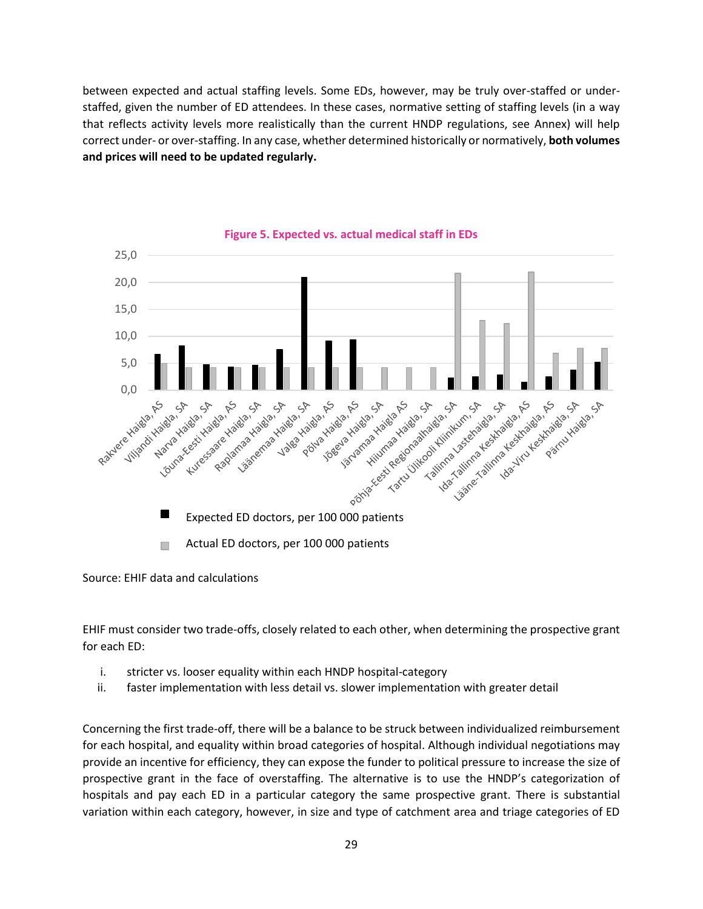between expected and actual staffing levels. Some EDs, however, may be truly over-staffed or under-staffed, given the number of ED attendees. In these cases, normative setting of staffing levels (in a way that reflects activity levels more realistically than the current HNDP regulations, see Annex) will help correct under- or over-staffing. In any case, whether determined historically or normatively, **both volumes and prices will need to be updated regularly.**

**Figure 5. Expected vs. actual medical staff in EDs**

Source: EHIF data and calculations

EHIF must consider two trade-offs, closely related to each other, when determining the prospective grant for each ED:

i. stricter vs. looser equality within each HNDP hospital-category
ii. faster implementation with less detail vs. slower implementation with greater detail

Concerning the first trade-off, there will be a balance to be struck between individualized reimbursement for each hospital, and equality within broad categories of hospital. Although individual negotiations may provide an incentive for efficiency, they can expose the funder to political pressure to increase the size of prospective grant in the face of overstaffing. The alternative is to use the HNDP's categorization of hospitals and pay each ED in a particular category the same prospective grant. There is substantial variation within each category, however, in size and type of catchment area and triage categories of ED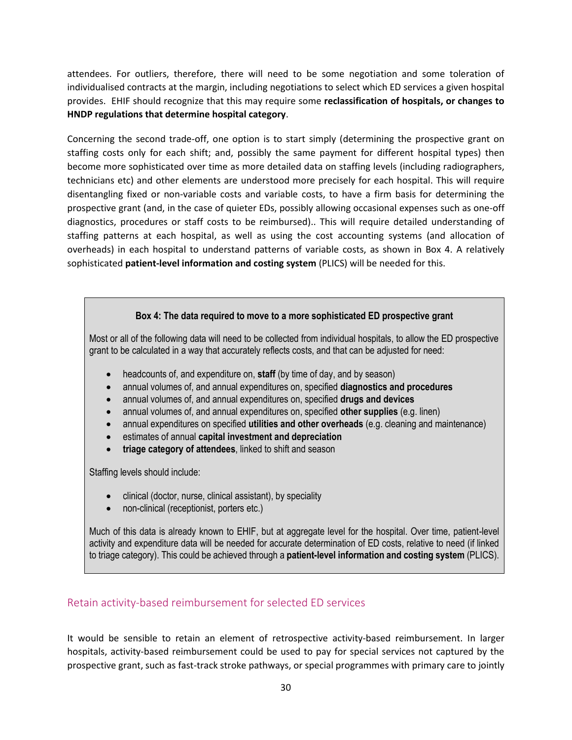attendees. For outliers, therefore, there will need to be some negotiation and some toleration of individualised contracts at the margin, including negotiations to select which ED services a given hospital provides. EHIF should recognize that this may require some **reclassification of hospitals, or changes to HNDP regulations that determine hospital category**.

Concerning the second trade-off, one option is to start simply (determining the prospective grant on staffing costs only for each shift; and, possibly the same payment for different hospital types) then become more sophisticated over time as more detailed data on staffing levels (including radiographers, technicians etc) and other elements are understood more precisely for each hospital. This will require disentangling fixed or non-variable costs and variable costs, to have a firm basis for determining the prospective grant (and, in the case of quieter EDs, possibly allowing occasional expenses such as one-off diagnostics, procedures or staff costs to be reimbursed).. This will require detailed understanding of staffing patterns at each hospital, as well as using the cost accounting systems (and allocation of overheads) in each hospital to understand patterns of variable costs, as shown in Box 4. A relatively sophisticated **patient-level information and costing system** (PLICS) will be needed for this.

> **Box 4: The data required to move to a more sophisticated ED prospective grant**
>
> Most or all of the following data will need to be collected from individual hospitals, to allow the ED prospective grant to be calculated in a way that accurately reflects costs, and that can be adjusted for need:
>
> - headcounts of, and expenditure on, **staff** (by time of day, and by season)
> - annual volumes of, and annual expenditures on, specified **diagnostics and procedures**
> - annual volumes of, and annual expenditures on, specified **drugs and devices**
> - annual volumes of, and annual expenditures on, specified **other supplies** (e.g. linen)
> - annual expenditures on specified **utilities and other overheads** (e.g. cleaning and maintenance)
> - estimates of annual **capital investment and depreciation**
> - **triage category of attendees**, linked to shift and season
>
> Staffing levels should include:
>
> - clinical (doctor, nurse, clinical assistant), by speciality
> - non-clinical (receptionist, porters etc.)
>
> Much of this data is already known to EHIF, but at aggregate level for the hospital. Over time, patient-level activity and expenditure data will be needed for accurate determination of ED costs, relative to need (if linked to triage category). This could be achieved through a **patient-level information and costing system** (PLICS).

## Retain activity-based reimbursement for selected ED services

It would be sensible to retain an element of retrospective activity-based reimbursement. In larger hospitals, activity-based reimbursement could be used to pay for special services not captured by the prospective grant, such as fast-track stroke pathways, or special programmes with primary care to jointly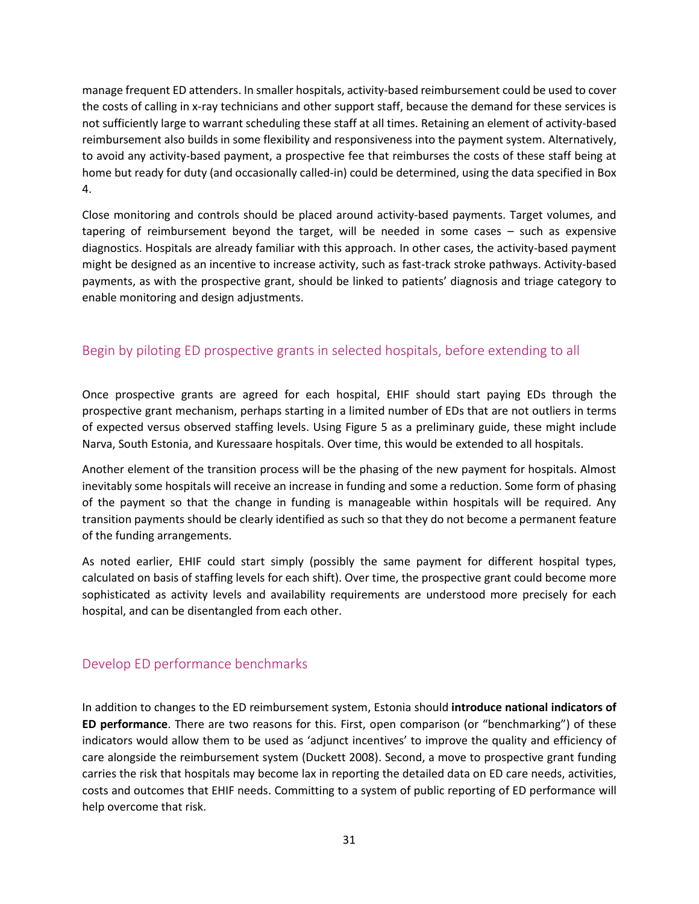manage frequent ED attenders. In smaller hospitals, activity-based reimbursement could be used to cover the costs of calling in x-ray technicians and other support staff, because the demand for these services is not sufficiently large to warrant scheduling these staff at all times. Retaining an element of activity-based reimbursement also builds in some flexibility and responsiveness into the payment system. Alternatively, to avoid any activity-based payment, a prospective fee that reimburses the costs of these staff being at home but ready for duty (and occasionally called-in) could be determined, using the data specified in Box 4.

Close monitoring and controls should be placed around activity-based payments. Target volumes, and tapering of reimbursement beyond the target, will be needed in some cases – such as expensive diagnostics. Hospitals are already familiar with this approach. In other cases, the activity-based payment might be designed as an incentive to increase activity, such as fast-track stroke pathways. Activity-based payments, as with the prospective grant, should be linked to patients' diagnosis and triage category to enable monitoring and design adjustments.

## Begin by piloting ED prospective grants in selected hospitals, before extending to all

Once prospective grants are agreed for each hospital, EHIF should start paying EDs through the prospective grant mechanism, perhaps starting in a limited number of EDs that are not outliers in terms of expected versus observed staffing levels. Using Figure 5 as a preliminary guide, these might include Narva, South Estonia, and Kuressaare hospitals. Over time, this would be extended to all hospitals.

Another element of the transition process will be the phasing of the new payment for hospitals. Almost inevitably some hospitals will receive an increase in funding and some a reduction. Some form of phasing of the payment so that the change in funding is manageable within hospitals will be required. Any transition payments should be clearly identified as such so that they do not become a permanent feature of the funding arrangements.

As noted earlier, EHIF could start simply (possibly the same payment for different hospital types, calculated on basis of staffing levels for each shift). Over time, the prospective grant could become more sophisticated as activity levels and availability requirements are understood more precisely for each hospital, and can be disentangled from each other.

## Develop ED performance benchmarks

In addition to changes to the ED reimbursement system, Estonia should **introduce national indicators of ED performance**. There are two reasons for this. First, open comparison (or "benchmarking") of these indicators would allow them to be used as 'adjunct incentives' to improve the quality and efficiency of care alongside the reimbursement system (Duckett 2008). Second, a move to prospective grant funding carries the risk that hospitals may become lax in reporting the detailed data on ED care needs, activities, costs and outcomes that EHIF needs. Committing to a system of public reporting of ED performance will help overcome that risk.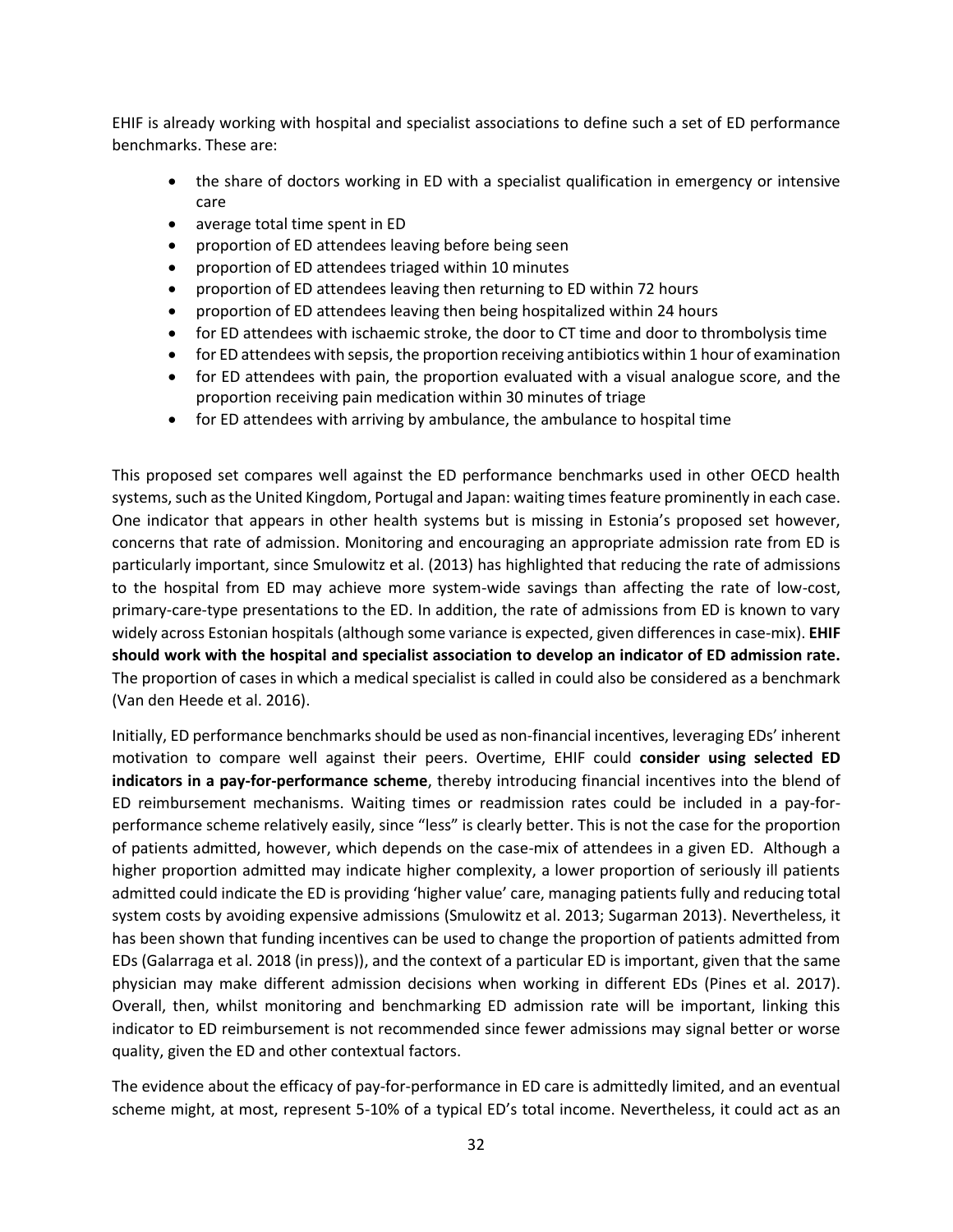EHIF is already working with hospital and specialist associations to define such a set of ED performance benchmarks. These are:

- the share of doctors working in ED with a specialist qualification in emergency or intensive care
- average total time spent in ED
- proportion of ED attendees leaving before being seen
- proportion of ED attendees triaged within 10 minutes
- proportion of ED attendees leaving then returning to ED within 72 hours
- proportion of ED attendees leaving then being hospitalized within 24 hours
- for ED attendees with ischaemic stroke, the door to CT time and door to thrombolysis time
- for ED attendees with sepsis, the proportion receiving antibiotics within 1 hour of examination
- for ED attendees with pain, the proportion evaluated with a visual analogue score, and the proportion receiving pain medication within 30 minutes of triage
- for ED attendees with arriving by ambulance, the ambulance to hospital time

This proposed set compares well against the ED performance benchmarks used in other OECD health systems, such as the United Kingdom, Portugal and Japan: waiting times feature prominently in each case. One indicator that appears in other health systems but is missing in Estonia's proposed set however, concerns that rate of admission. Monitoring and encouraging an appropriate admission rate from ED is particularly important, since Smulowitz et al. (2013) has highlighted that reducing the rate of admissions to the hospital from ED may achieve more system-wide savings than affecting the rate of low-cost, primary-care-type presentations to the ED. In addition, the rate of admissions from ED is known to vary widely across Estonian hospitals (although some variance is expected, given differences in case-mix). **EHIF should work with the hospital and specialist association to develop an indicator of ED admission rate.** The proportion of cases in which a medical specialist is called in could also be considered as a benchmark (Van den Heede et al. 2016).

Initially, ED performance benchmarks should be used as non-financial incentives, leveraging EDs' inherent motivation to compare well against their peers. Overtime, EHIF could **consider using selected ED indicators in a pay-for-performance scheme**, thereby introducing financial incentives into the blend of ED reimbursement mechanisms. Waiting times or readmission rates could be included in a pay-for-performance scheme relatively easily, since "less" is clearly better. This is not the case for the proportion of patients admitted, however, which depends on the case-mix of attendees in a given ED. Although a higher proportion admitted may indicate higher complexity, a lower proportion of seriously ill patients admitted could indicate the ED is providing 'higher value' care, managing patients fully and reducing total system costs by avoiding expensive admissions (Smulowitz et al. 2013; Sugarman 2013). Nevertheless, it has been shown that funding incentives can be used to change the proportion of patients admitted from EDs (Galarraga et al. 2018 (in press)), and the context of a particular ED is important, given that the same physician may make different admission decisions when working in different EDs (Pines et al. 2017). Overall, then, whilst monitoring and benchmarking ED admission rate will be important, linking this indicator to ED reimbursement is not recommended since fewer admissions may signal better or worse quality, given the ED and other contextual factors.

The evidence about the efficacy of pay-for-performance in ED care is admittedly limited, and an eventual scheme might, at most, represent 5-10% of a typical ED's total income. Nevertheless, it could act as an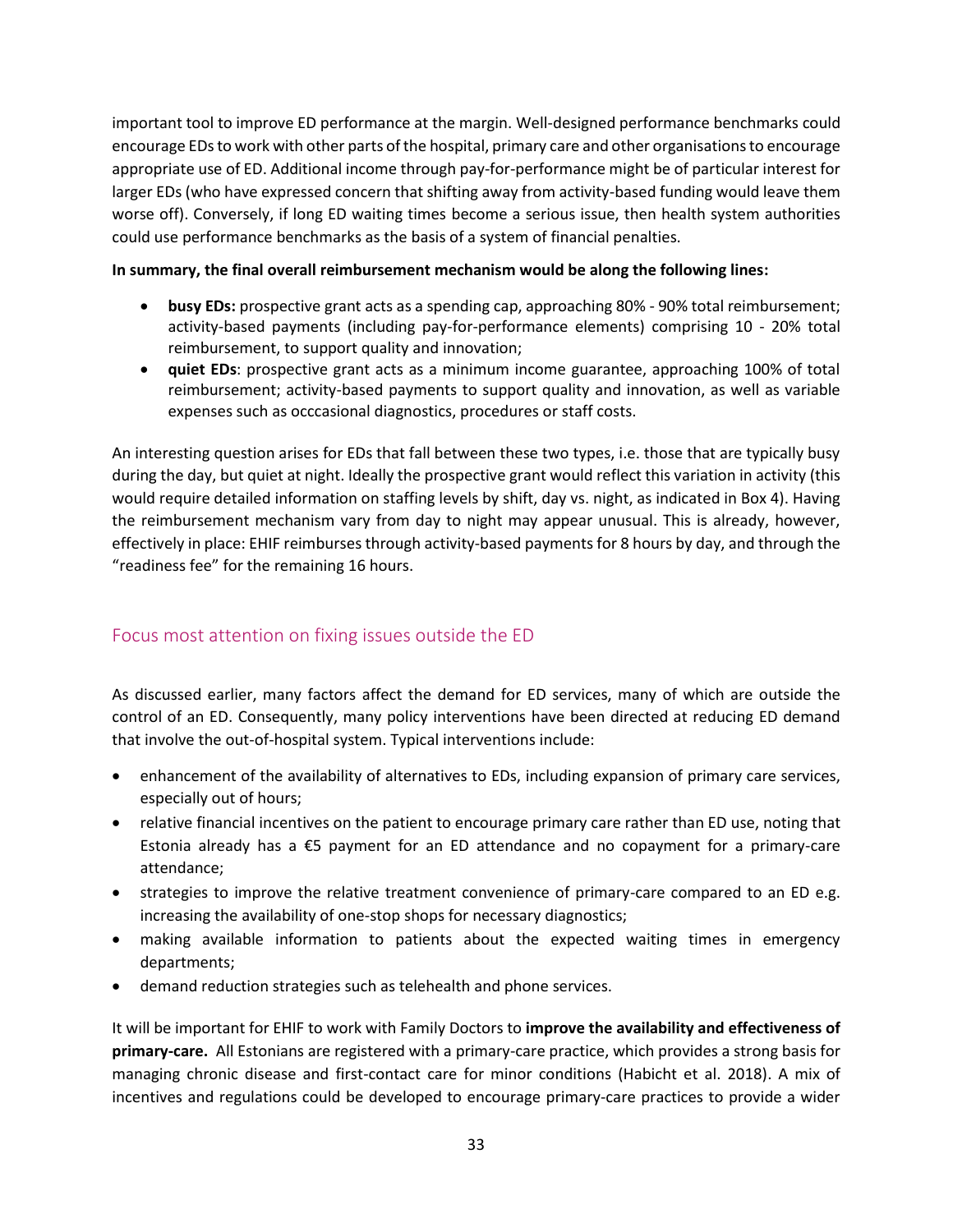important tool to improve ED performance at the margin. Well-designed performance benchmarks could encourage EDs to work with other parts of the hospital, primary care and other organisations to encourage appropriate use of ED. Additional income through pay-for-performance might be of particular interest for larger EDs (who have expressed concern that shifting away from activity-based funding would leave them worse off). Conversely, if long ED waiting times become a serious issue, then health system authorities could use performance benchmarks as the basis of a system of financial penalties.

**In summary, the final overall reimbursement mechanism would be along the following lines:**

- **busy EDs:** prospective grant acts as a spending cap, approaching 80% - 90% total reimbursement; activity-based payments (including pay-for-performance elements) comprising 10 - 20% total reimbursement, to support quality and innovation;
- **quiet EDs**: prospective grant acts as a minimum income guarantee, approaching 100% of total reimbursement; activity-based payments to support quality and innovation, as well as variable expenses such as occcasional diagnostics, procedures or staff costs.

An interesting question arises for EDs that fall between these two types, i.e. those that are typically busy during the day, but quiet at night. Ideally the prospective grant would reflect this variation in activity (this would require detailed information on staffing levels by shift, day vs. night, as indicated in Box 4). Having the reimbursement mechanism vary from day to night may appear unusual. This is already, however, effectively in place: EHIF reimburses through activity-based payments for 8 hours by day, and through the "readiness fee" for the remaining 16 hours.

## Focus most attention on fixing issues outside the ED

As discussed earlier, many factors affect the demand for ED services, many of which are outside the control of an ED. Consequently, many policy interventions have been directed at reducing ED demand that involve the out-of-hospital system. Typical interventions include:

- enhancement of the availability of alternatives to EDs, including expansion of primary care services, especially out of hours;
- relative financial incentives on the patient to encourage primary care rather than ED use, noting that Estonia already has a €5 payment for an ED attendance and no copayment for a primary-care attendance;
- strategies to improve the relative treatment convenience of primary-care compared to an ED e.g. increasing the availability of one-stop shops for necessary diagnostics;
- making available information to patients about the expected waiting times in emergency departments;
- demand reduction strategies such as telehealth and phone services.

It will be important for EHIF to work with Family Doctors to **improve the availability and effectiveness of primary-care.** All Estonians are registered with a primary-care practice, which provides a strong basis for managing chronic disease and first-contact care for minor conditions (Habicht et al. 2018). A mix of incentives and regulations could be developed to encourage primary-care practices to provide a wider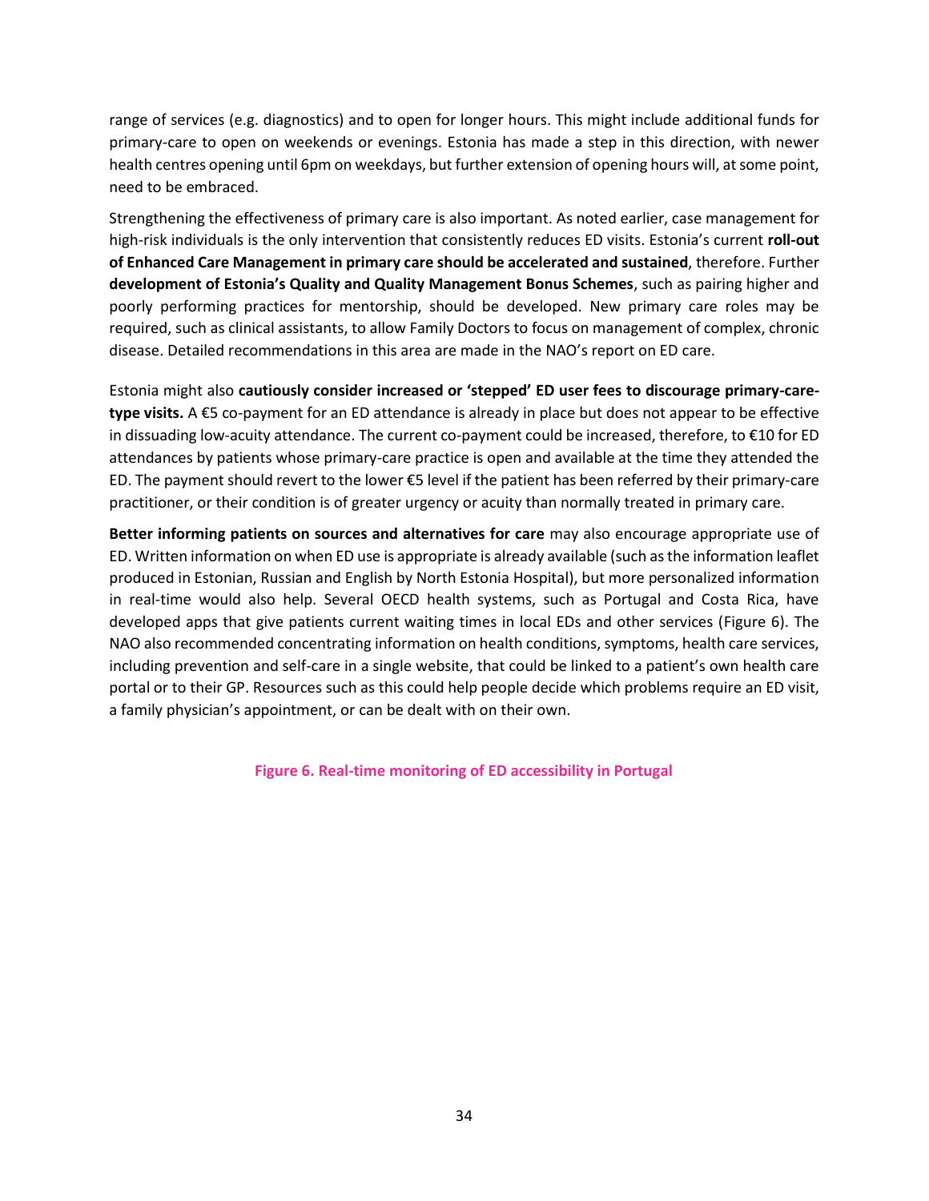range of services (e.g. diagnostics) and to open for longer hours. This might include additional funds for primary-care to open on weekends or evenings. Estonia has made a step in this direction, with newer health centres opening until 6pm on weekdays, but further extension of opening hours will, at some point, need to be embraced.

Strengthening the effectiveness of primary care is also important. As noted earlier, case management for high-risk individuals is the only intervention that consistently reduces ED visits. Estonia's current **roll-out of Enhanced Care Management in primary care should be accelerated and sustained**, therefore. Further **development of Estonia's Quality and Quality Management Bonus Schemes**, such as pairing higher and poorly performing practices for mentorship, should be developed. New primary care roles may be required, such as clinical assistants, to allow Family Doctors to focus on management of complex, chronic disease. Detailed recommendations in this area are made in the NAO's report on ED care.

Estonia might also **cautiously consider increased or 'stepped' ED user fees to discourage primary-care-type visits.** A €5 co-payment for an ED attendance is already in place but does not appear to be effective in dissuading low-acuity attendance. The current co-payment could be increased, therefore, to €10 for ED attendances by patients whose primary-care practice is open and available at the time they attended the ED. The payment should revert to the lower €5 level if the patient has been referred by their primary-care practitioner, or their condition is of greater urgency or acuity than normally treated in primary care.

**Better informing patients on sources and alternatives for care** may also encourage appropriate use of ED. Written information on when ED use is appropriate is already available (such as the information leaflet produced in Estonian, Russian and English by North Estonia Hospital), but more personalized information in real-time would also help. Several OECD health systems, such as Portugal and Costa Rica, have developed apps that give patients current waiting times in local EDs and other services (Figure 6). The NAO also recommended concentrating information on health conditions, symptoms, health care services, including prevention and self-care in a single website, that could be linked to a patient's own health care portal or to their GP. Resources such as this could help people decide which problems require an ED visit, a family physician's appointment, or can be dealt with on their own.

**Figure 6. Real-time monitoring of ED accessibility in Portugal**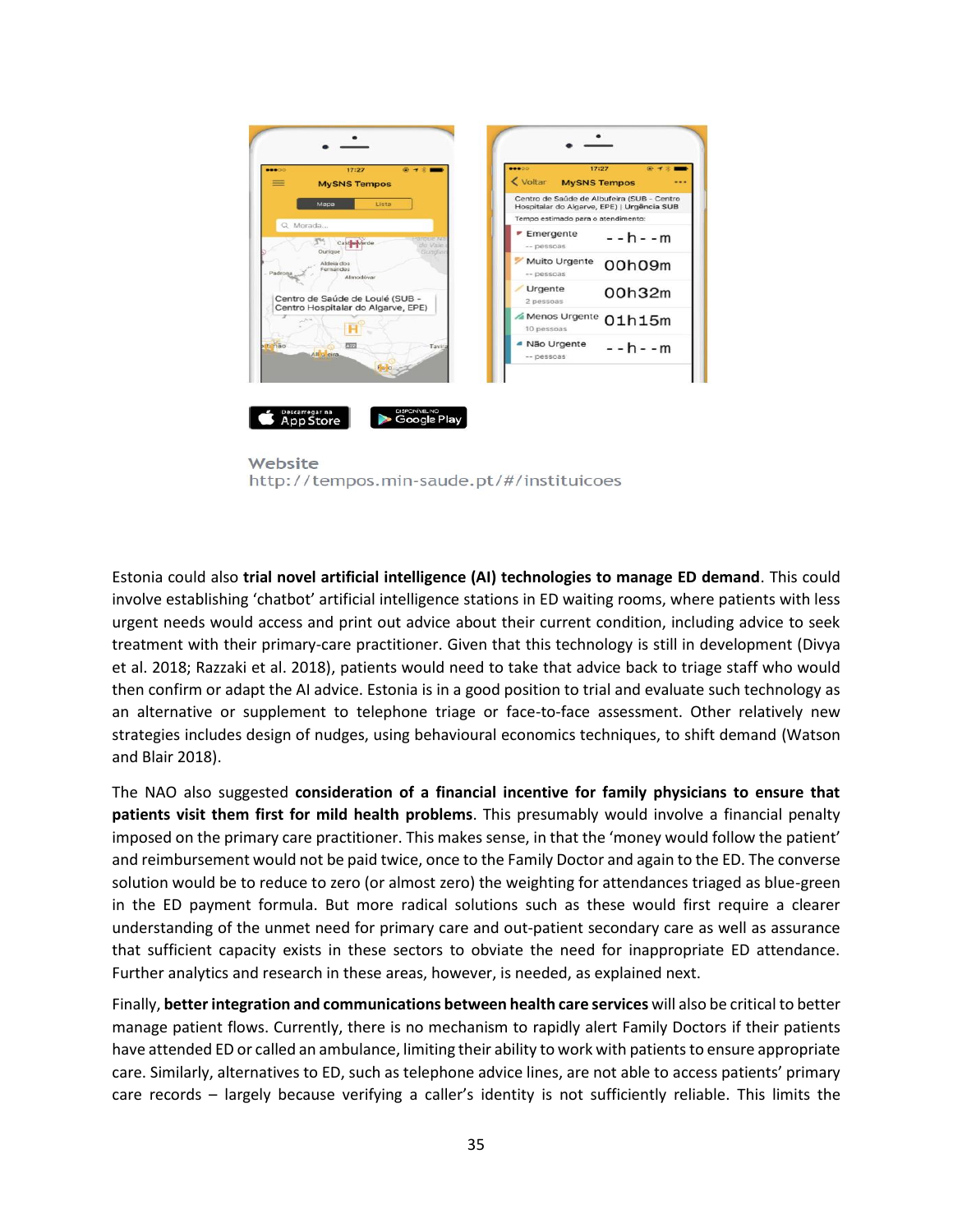Website
http://tempos.min-saude.pt/#/instituicoes

Estonia could also **trial novel artificial intelligence (AI) technologies to manage ED demand**. This could involve establishing 'chatbot' artificial intelligence stations in ED waiting rooms, where patients with less urgent needs would access and print out advice about their current condition, including advice to seek treatment with their primary-care practitioner. Given that this technology is still in development (Divya et al. 2018; Razzaki et al. 2018), patients would need to take that advice back to triage staff who would then confirm or adapt the AI advice. Estonia is in a good position to trial and evaluate such technology as an alternative or supplement to telephone triage or face-to-face assessment. Other relatively new strategies includes design of nudges, using behavioural economics techniques, to shift demand (Watson and Blair 2018).

The NAO also suggested **consideration of a financial incentive for family physicians to ensure that patients visit them first for mild health problems**. This presumably would involve a financial penalty imposed on the primary care practitioner. This makes sense, in that the 'money would follow the patient' and reimbursement would not be paid twice, once to the Family Doctor and again to the ED. The converse solution would be to reduce to zero (or almost zero) the weighting for attendances triaged as blue-green in the ED payment formula. But more radical solutions such as these would first require a clearer understanding of the unmet need for primary care and out-patient secondary care as well as assurance that sufficient capacity exists in these sectors to obviate the need for inappropriate ED attendance. Further analytics and research in these areas, however, is needed, as explained next.

Finally, **better integration and communications between health care services** will also be critical to better manage patient flows. Currently, there is no mechanism to rapidly alert Family Doctors if their patients have attended ED or called an ambulance, limiting their ability to work with patients to ensure appropriate care. Similarly, alternatives to ED, such as telephone advice lines, are not able to access patients' primary care records – largely because verifying a caller's identity is not sufficiently reliable. This limits the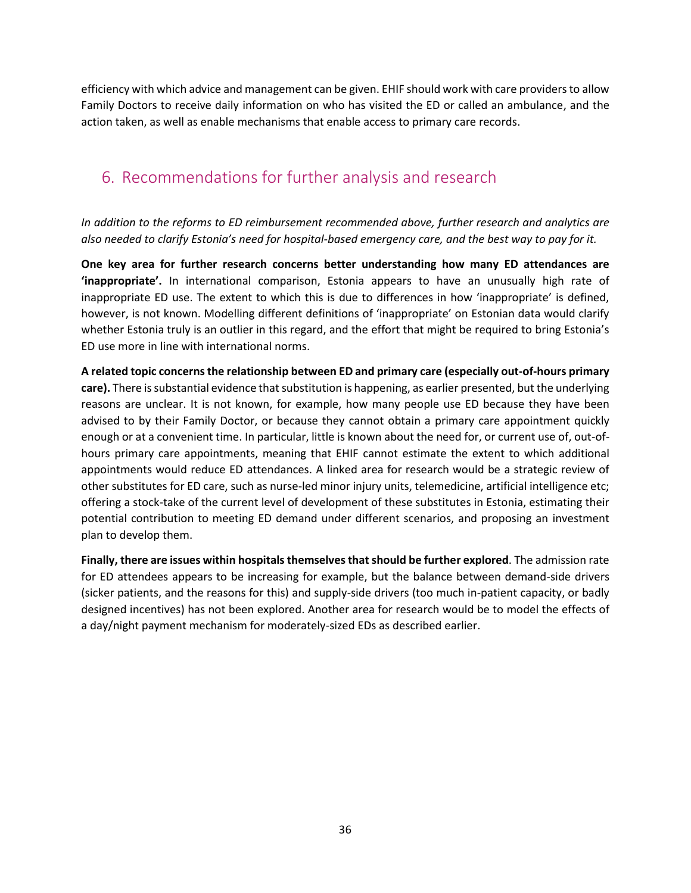efficiency with which advice and management can be given. EHIF should work with care providers to allow Family Doctors to receive daily information on who has visited the ED or called an ambulance, and the action taken, as well as enable mechanisms that enable access to primary care records.

## 6. Recommendations for further analysis and research

*In addition to the reforms to ED reimbursement recommended above, further research and analytics are also needed to clarify Estonia's need for hospital-based emergency care, and the best way to pay for it.*

**One key area for further research concerns better understanding how many ED attendances are 'inappropriate'.** In international comparison, Estonia appears to have an unusually high rate of inappropriate ED use. The extent to which this is due to differences in how 'inappropriate' is defined, however, is not known. Modelling different definitions of 'inappropriate' on Estonian data would clarify whether Estonia truly is an outlier in this regard, and the effort that might be required to bring Estonia's ED use more in line with international norms.

**A related topic concerns the relationship between ED and primary care (especially out-of-hours primary care).** There is substantial evidence that substitution is happening, as earlier presented, but the underlying reasons are unclear. It is not known, for example, how many people use ED because they have been advised to by their Family Doctor, or because they cannot obtain a primary care appointment quickly enough or at a convenient time. In particular, little is known about the need for, or current use of, out-of-hours primary care appointments, meaning that EHIF cannot estimate the extent to which additional appointments would reduce ED attendances. A linked area for research would be a strategic review of other substitutes for ED care, such as nurse-led minor injury units, telemedicine, artificial intelligence etc; offering a stock-take of the current level of development of these substitutes in Estonia, estimating their potential contribution to meeting ED demand under different scenarios, and proposing an investment plan to develop them.

**Finally, there are issues within hospitals themselves that should be further explored**. The admission rate for ED attendees appears to be increasing for example, but the balance between demand-side drivers (sicker patients, and the reasons for this) and supply-side drivers (too much in-patient capacity, or badly designed incentives) has not been explored. Another area for research would be to model the effects of a day/night payment mechanism for moderately-sized EDs as described earlier.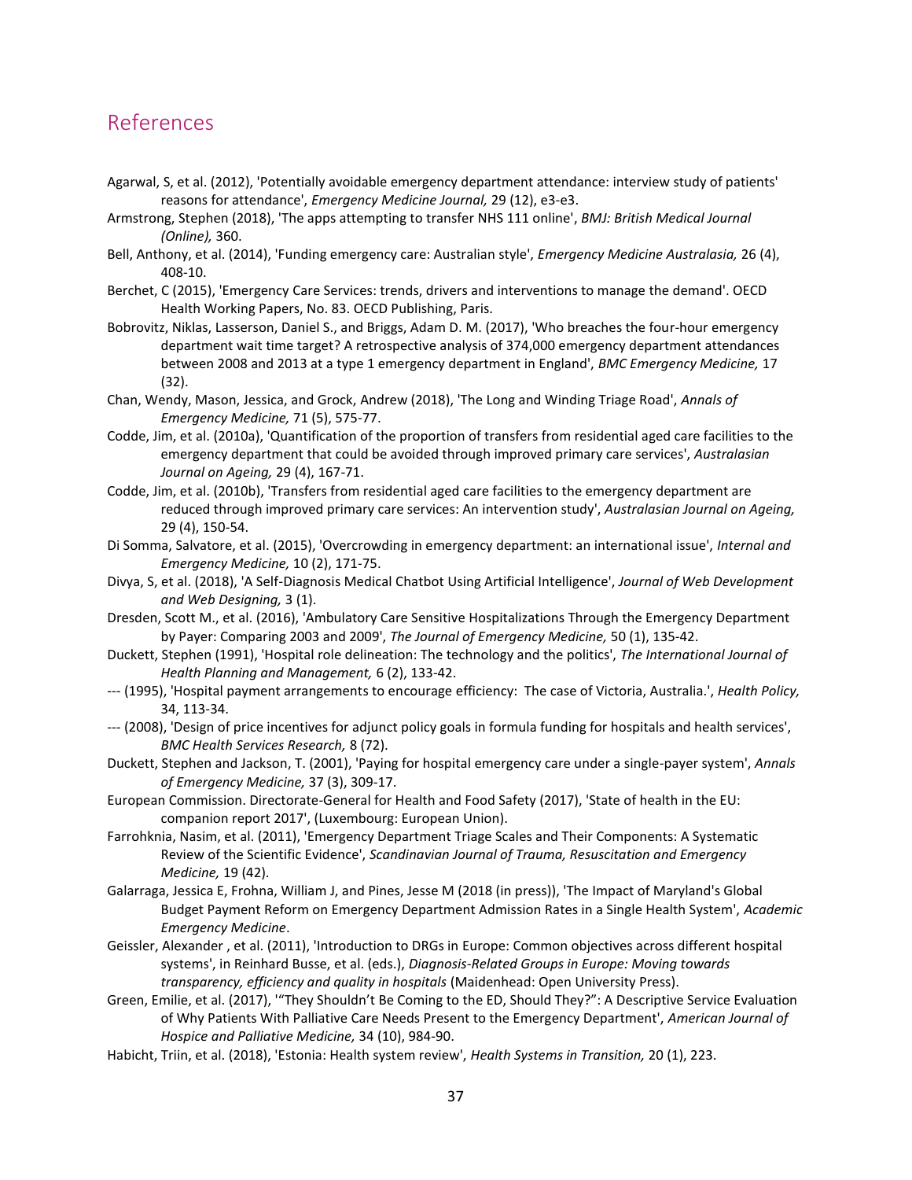# References

Agarwal, S, et al. (2012), 'Potentially avoidable emergency department attendance: interview study of patients' reasons for attendance', *Emergency Medicine Journal,* 29 (12), e3-e3.

Armstrong, Stephen (2018), 'The apps attempting to transfer NHS 111 online', *BMJ: British Medical Journal (Online),* 360.

Bell, Anthony, et al. (2014), 'Funding emergency care: Australian style', *Emergency Medicine Australasia,* 26 (4), 408-10.

Berchet, C (2015), 'Emergency Care Services: trends, drivers and interventions to manage the demand'. OECD Health Working Papers, No. 83. OECD Publishing, Paris.

Bobrovitz, Niklas, Lasserson, Daniel S., and Briggs, Adam D. M. (2017), 'Who breaches the four-hour emergency department wait time target? A retrospective analysis of 374,000 emergency department attendances between 2008 and 2013 at a type 1 emergency department in England', *BMC Emergency Medicine,* 17 (32).

Chan, Wendy, Mason, Jessica, and Grock, Andrew (2018), 'The Long and Winding Triage Road', *Annals of Emergency Medicine,* 71 (5), 575-77.

Codde, Jim, et al. (2010a), 'Quantification of the proportion of transfers from residential aged care facilities to the emergency department that could be avoided through improved primary care services', *Australasian Journal on Ageing,* 29 (4), 167-71.

Codde, Jim, et al. (2010b), 'Transfers from residential aged care facilities to the emergency department are reduced through improved primary care services: An intervention study', *Australasian Journal on Ageing,* 29 (4), 150-54.

Di Somma, Salvatore, et al. (2015), 'Overcrowding in emergency department: an international issue', *Internal and Emergency Medicine,* 10 (2), 171-75.

Divya, S, et al. (2018), 'A Self-Diagnosis Medical Chatbot Using Artificial Intelligence', *Journal of Web Development and Web Designing,* 3 (1).

Dresden, Scott M., et al. (2016), 'Ambulatory Care Sensitive Hospitalizations Through the Emergency Department by Payer: Comparing 2003 and 2009', *The Journal of Emergency Medicine,* 50 (1), 135-42.

Duckett, Stephen (1991), 'Hospital role delineation: The technology and the politics', *The International Journal of Health Planning and Management,* 6 (2), 133-42.

--- (1995), 'Hospital payment arrangements to encourage efficiency: The case of Victoria, Australia.', *Health Policy,* 34, 113-34.

--- (2008), 'Design of price incentives for adjunct policy goals in formula funding for hospitals and health services', *BMC Health Services Research,* 8 (72).

Duckett, Stephen and Jackson, T. (2001), 'Paying for hospital emergency care under a single-payer system', *Annals of Emergency Medicine,* 37 (3), 309-17.

European Commission. Directorate-General for Health and Food Safety (2017), 'State of health in the EU: companion report 2017', (Luxembourg: European Union).

Farrohknia, Nasim, et al. (2011), 'Emergency Department Triage Scales and Their Components: A Systematic Review of the Scientific Evidence', *Scandinavian Journal of Trauma, Resuscitation and Emergency Medicine,* 19 (42).

Galarraga, Jessica E, Frohna, William J, and Pines, Jesse M (2018 (in press)), 'The Impact of Maryland's Global Budget Payment Reform on Emergency Department Admission Rates in a Single Health System', *Academic Emergency Medicine*.

Geissler, Alexander , et al. (2011), 'Introduction to DRGs in Europe: Common objectives across different hospital systems', in Reinhard Busse, et al. (eds.), *Diagnosis-Related Groups in Europe: Moving towards transparency, efficiency and quality in hospitals* (Maidenhead: Open University Press).

Green, Emilie, et al. (2017), '"They Shouldn't Be Coming to the ED, Should They?": A Descriptive Service Evaluation of Why Patients With Palliative Care Needs Present to the Emergency Department', *American Journal of Hospice and Palliative Medicine,* 34 (10), 984-90.

Habicht, Triin, et al. (2018), 'Estonia: Health system review', *Health Systems in Transition,* 20 (1), 223.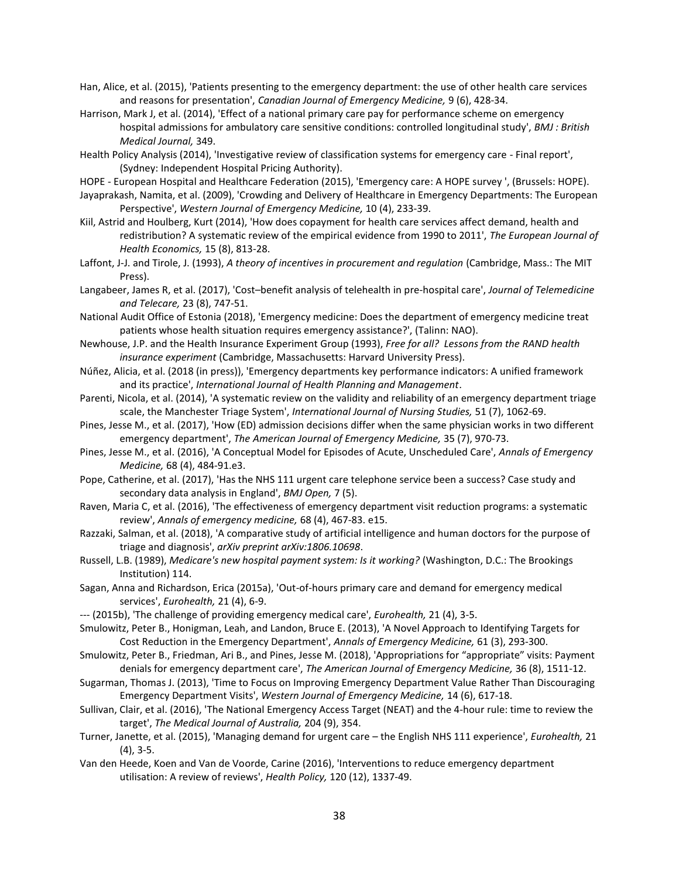Han, Alice, et al. (2015), 'Patients presenting to the emergency department: the use of other health care services and reasons for presentation', *Canadian Journal of Emergency Medicine,* 9 (6), 428-34.

Harrison, Mark J, et al. (2014), 'Effect of a national primary care pay for performance scheme on emergency hospital admissions for ambulatory care sensitive conditions: controlled longitudinal study', *BMJ : British Medical Journal,* 349.

Health Policy Analysis (2014), 'Investigative review of classification systems for emergency care - Final report', (Sydney: Independent Hospital Pricing Authority).

HOPE - European Hospital and Healthcare Federation (2015), 'Emergency care: A HOPE survey ', (Brussels: HOPE).

Jayaprakash, Namita, et al. (2009), 'Crowding and Delivery of Healthcare in Emergency Departments: The European Perspective', *Western Journal of Emergency Medicine,* 10 (4), 233-39.

Kiil, Astrid and Houlberg, Kurt (2014), 'How does copayment for health care services affect demand, health and redistribution? A systematic review of the empirical evidence from 1990 to 2011', *The European Journal of Health Economics,* 15 (8), 813-28.

Laffont, J-J. and Tirole, J. (1993), *A theory of incentives in procurement and regulation* (Cambridge, Mass.: The MIT Press).

Langabeer, James R, et al. (2017), 'Cost–benefit analysis of telehealth in pre-hospital care', *Journal of Telemedicine and Telecare,* 23 (8), 747-51.

National Audit Office of Estonia (2018), 'Emergency medicine: Does the department of emergency medicine treat patients whose health situation requires emergency assistance?', (Talinn: NAO).

Newhouse, J.P. and the Health Insurance Experiment Group (1993), *Free for all? Lessons from the RAND health insurance experiment* (Cambridge, Massachusetts: Harvard University Press).

Núñez, Alicia, et al. (2018 (in press)), 'Emergency departments key performance indicators: A unified framework and its practice', *International Journal of Health Planning and Management*.

Parenti, Nicola, et al. (2014), 'A systematic review on the validity and reliability of an emergency department triage scale, the Manchester Triage System', *International Journal of Nursing Studies,* 51 (7), 1062-69.

Pines, Jesse M., et al. (2017), 'How (ED) admission decisions differ when the same physician works in two different emergency department', *The American Journal of Emergency Medicine,* 35 (7), 970-73.

Pines, Jesse M., et al. (2016), 'A Conceptual Model for Episodes of Acute, Unscheduled Care', *Annals of Emergency Medicine,* 68 (4), 484-91.e3.

Pope, Catherine, et al. (2017), 'Has the NHS 111 urgent care telephone service been a success? Case study and secondary data analysis in England', *BMJ Open,* 7 (5).

Raven, Maria C, et al. (2016), 'The effectiveness of emergency department visit reduction programs: a systematic review', *Annals of emergency medicine,* 68 (4), 467-83. e15.

Razzaki, Salman, et al. (2018), 'A comparative study of artificial intelligence and human doctors for the purpose of triage and diagnosis', *arXiv preprint arXiv:1806.10698*.

Russell, L.B. (1989), *Medicare's new hospital payment system: Is it working?* (Washington, D.C.: The Brookings Institution) 114.

Sagan, Anna and Richardson, Erica (2015a), 'Out-of-hours primary care and demand for emergency medical services', *Eurohealth,* 21 (4), 6-9.

--- (2015b), 'The challenge of providing emergency medical care', *Eurohealth,* 21 (4), 3-5.

Smulowitz, Peter B., Honigman, Leah, and Landon, Bruce E. (2013), 'A Novel Approach to Identifying Targets for Cost Reduction in the Emergency Department', *Annals of Emergency Medicine,* 61 (3), 293-300.

Smulowitz, Peter B., Friedman, Ari B., and Pines, Jesse M. (2018), 'Appropriations for "appropriate" visits: Payment denials for emergency department care', *The American Journal of Emergency Medicine,* 36 (8), 1511-12.

Sugarman, Thomas J. (2013), 'Time to Focus on Improving Emergency Department Value Rather Than Discouraging Emergency Department Visits', *Western Journal of Emergency Medicine,* 14 (6), 617-18.

Sullivan, Clair, et al. (2016), 'The National Emergency Access Target (NEAT) and the 4-hour rule: time to review the target', *The Medical Journal of Australia,* 204 (9), 354.

Turner, Janette, et al. (2015), 'Managing demand for urgent care – the English NHS 111 experience', *Eurohealth,* 21 (4), 3-5.

Van den Heede, Koen and Van de Voorde, Carine (2016), 'Interventions to reduce emergency department utilisation: A review of reviews', *Health Policy,* 120 (12), 1337-49.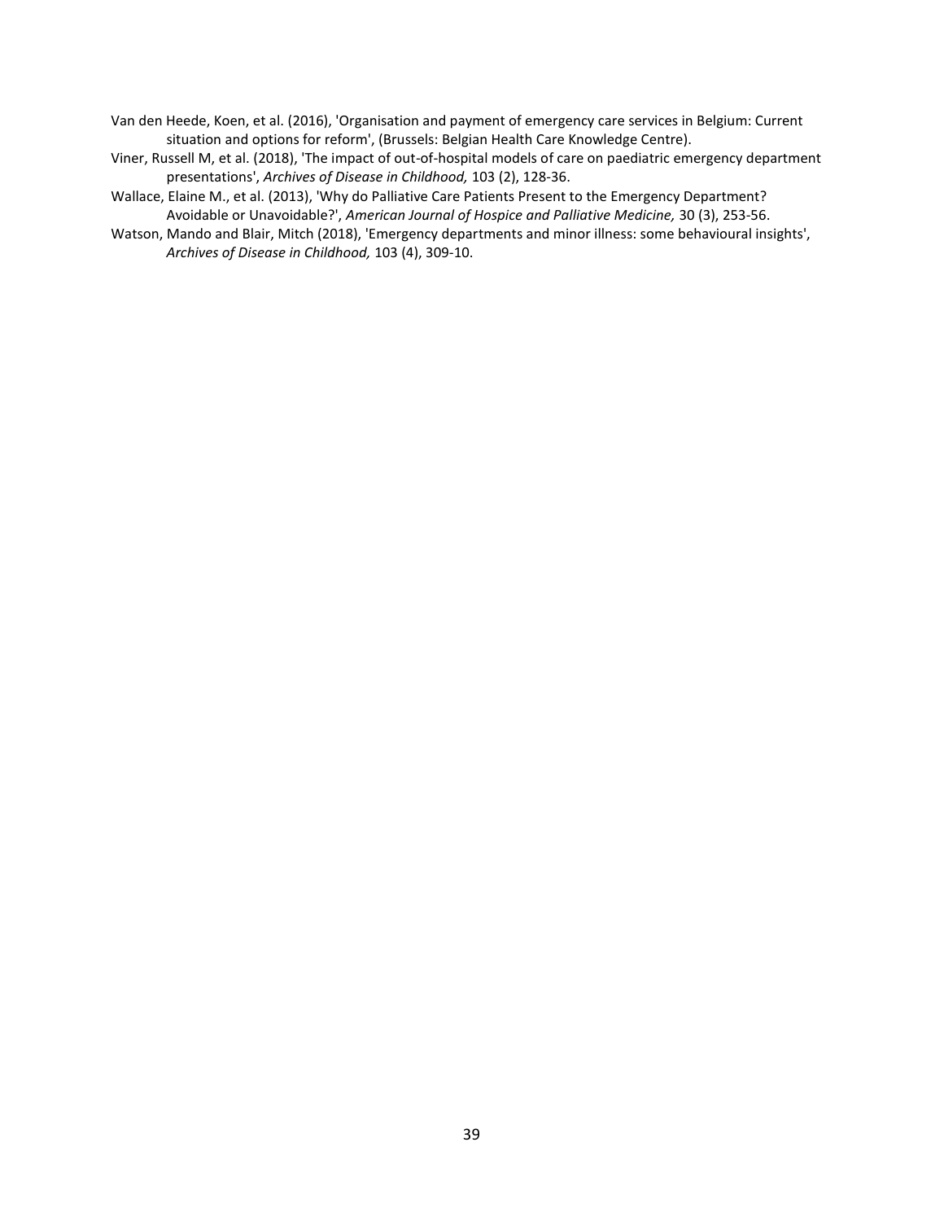Van den Heede, Koen, et al. (2016), 'Organisation and payment of emergency care services in Belgium: Current situation and options for reform', (Brussels: Belgian Health Care Knowledge Centre).

Viner, Russell M, et al. (2018), 'The impact of out-of-hospital models of care on paediatric emergency department presentations', *Archives of Disease in Childhood,* 103 (2), 128-36.

Wallace, Elaine M., et al. (2013), 'Why do Palliative Care Patients Present to the Emergency Department? Avoidable or Unavoidable?', *American Journal of Hospice and Palliative Medicine,* 30 (3), 253-56.

Watson, Mando and Blair, Mitch (2018), 'Emergency departments and minor illness: some behavioural insights', *Archives of Disease in Childhood,* 103 (4), 309-10.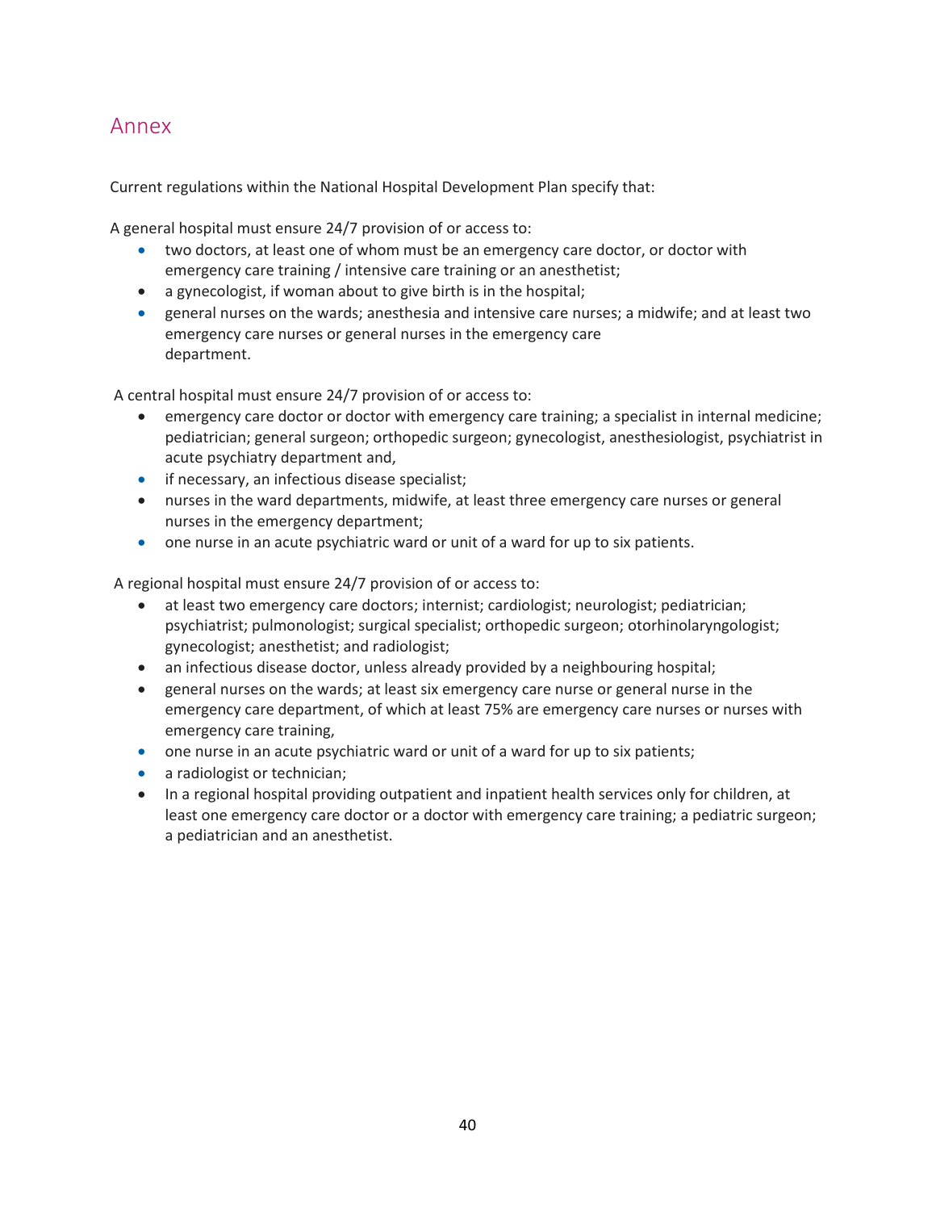## Annex

Current regulations within the National Hospital Development Plan specify that:

A general hospital must ensure 24/7 provision of or access to:

- two doctors, at least one of whom must be an emergency care doctor, or doctor with emergency care training / intensive care training or an anesthetist;
- a gynecologist, if woman about to give birth is in the hospital;
- general nurses on the wards; anesthesia and intensive care nurses; a midwife; and at least two emergency care nurses or general nurses in the emergency care department.

A central hospital must ensure 24/7 provision of or access to:

- emergency care doctor or doctor with emergency care training; a specialist in internal medicine; pediatrician; general surgeon; orthopedic surgeon; gynecologist, anesthesiologist, psychiatrist in acute psychiatry department and,
- if necessary, an infectious disease specialist;
- nurses in the ward departments, midwife, at least three emergency care nurses or general nurses in the emergency department;
- one nurse in an acute psychiatric ward or unit of a ward for up to six patients.

A regional hospital must ensure 24/7 provision of or access to:

- at least two emergency care doctors; internist; cardiologist; neurologist; pediatrician; psychiatrist; pulmonologist; surgical specialist; orthopedic surgeon; otorhinolaryngologist; gynecologist; anesthetist; and radiologist;
- an infectious disease doctor, unless already provided by a neighbouring hospital;
- general nurses on the wards; at least six emergency care nurse or general nurse in the emergency care department, of which at least 75% are emergency care nurses or nurses with emergency care training,
- one nurse in an acute psychiatric ward or unit of a ward for up to six patients;
- a radiologist or technician;
- In a regional hospital providing outpatient and inpatient health services only for children, at least one emergency care doctor or a doctor with emergency care training; a pediatric surgeon; a pediatrician and an anesthetist.